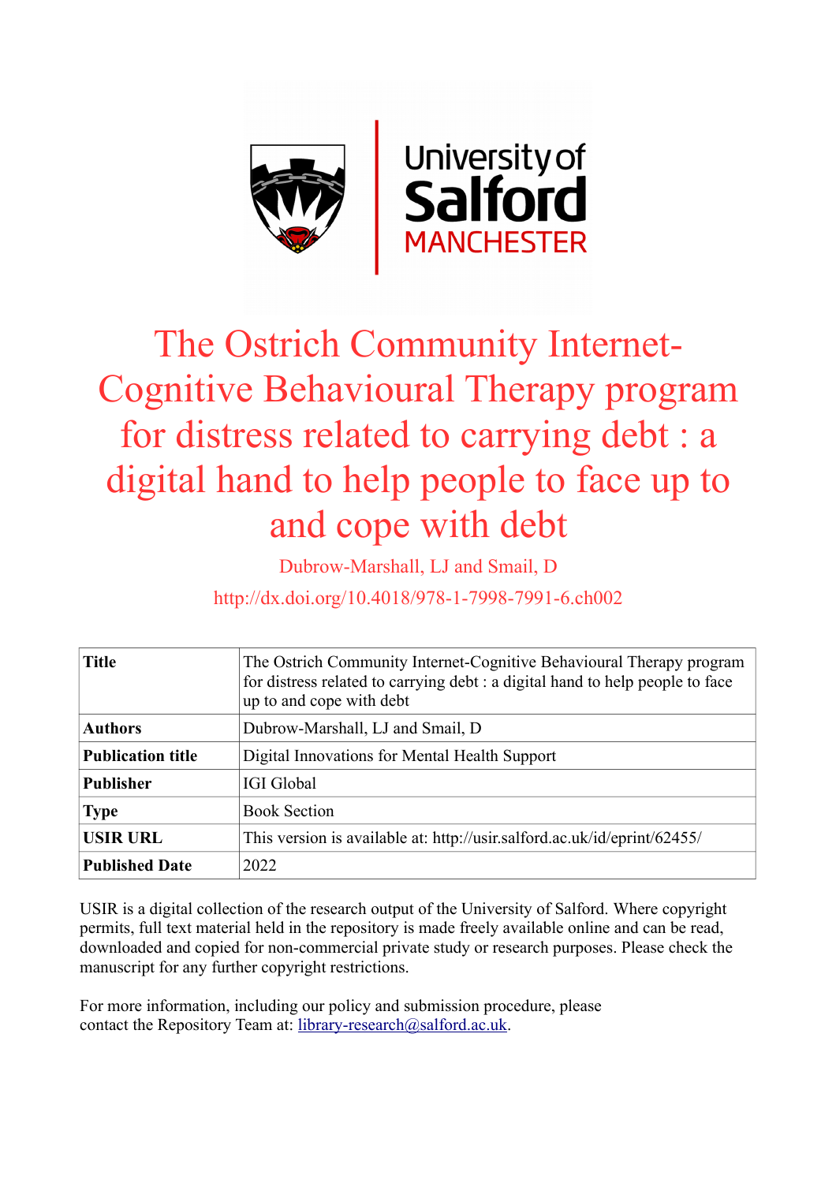# The Ostrich Community Internet-Cognitive Behavioural Therapy program for distress related to carrying debt : a digital hand to help people to face up to and cope with debt

Dubrow-Marshall, LJ and Smail, D

http://dx.doi.org/10.4018/978-1-7998-7991-6.ch002

| | |
|---|---|
| **Title** | The Ostrich Community Internet-Cognitive Behavioural Therapy program for distress related to carrying debt : a digital hand to help people to face up to and cope with debt |
| **Authors** | Dubrow-Marshall, LJ and Smail, D |
| **Publication title** | Digital Innovations for Mental Health Support |
| **Publisher** | IGI Global |
| **Type** | Book Section |
| **USIR URL** | This version is available at: http://usir.salford.ac.uk/id/eprint/62455/ |
| **Published Date** | 2022 |

USIR is a digital collection of the research output of the University of Salford. Where copyright permits, full text material held in the repository is made freely available online and can be read, downloaded and copied for non-commercial private study or research purposes. Please check the manuscript for any further copyright restrictions.

For more information, including our policy and submission procedure, please contact the Repository Team at: library-research@salford.ac.uk.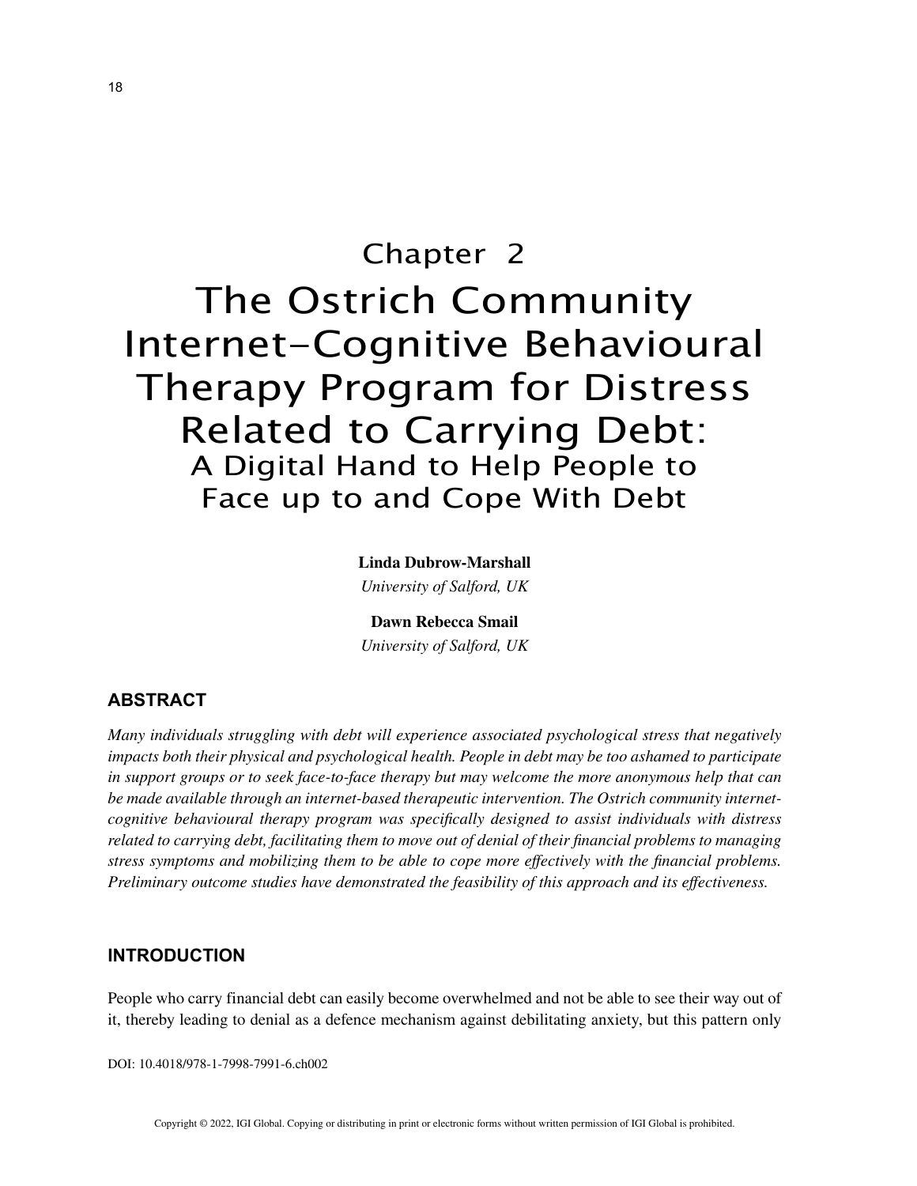# Chapter 2
# The Ostrich Community Internet-Cognitive Behavioural Therapy Program for Distress Related to Carrying Debt:
## A Digital Hand to Help People to Face up to and Cope With Debt

**Linda Dubrow-Marshall**
*University of Salford, UK*

**Dawn Rebecca Smail**
*University of Salford, UK*

## ABSTRACT

*Many individuals struggling with debt will experience associated psychological stress that negatively impacts both their physical and psychological health. People in debt may be too ashamed to participate in support groups or to seek face-to-face therapy but may welcome the more anonymous help that can be made available through an internet-based therapeutic intervention. The Ostrich community internet-cognitive behavioural therapy program was specifically designed to assist individuals with distress related to carrying debt, facilitating them to move out of denial of their financial problems to managing stress symptoms and mobilizing them to be able to cope more effectively with the financial problems. Preliminary outcome studies have demonstrated the feasibility of this approach and its effectiveness.*

## INTRODUCTION

People who carry financial debt can easily become overwhelmed and not be able to see their way out of it, thereby leading to denial as a defence mechanism against debilitating anxiety, but this pattern only

DOI: 10.4018/978-1-7998-7991-6.ch002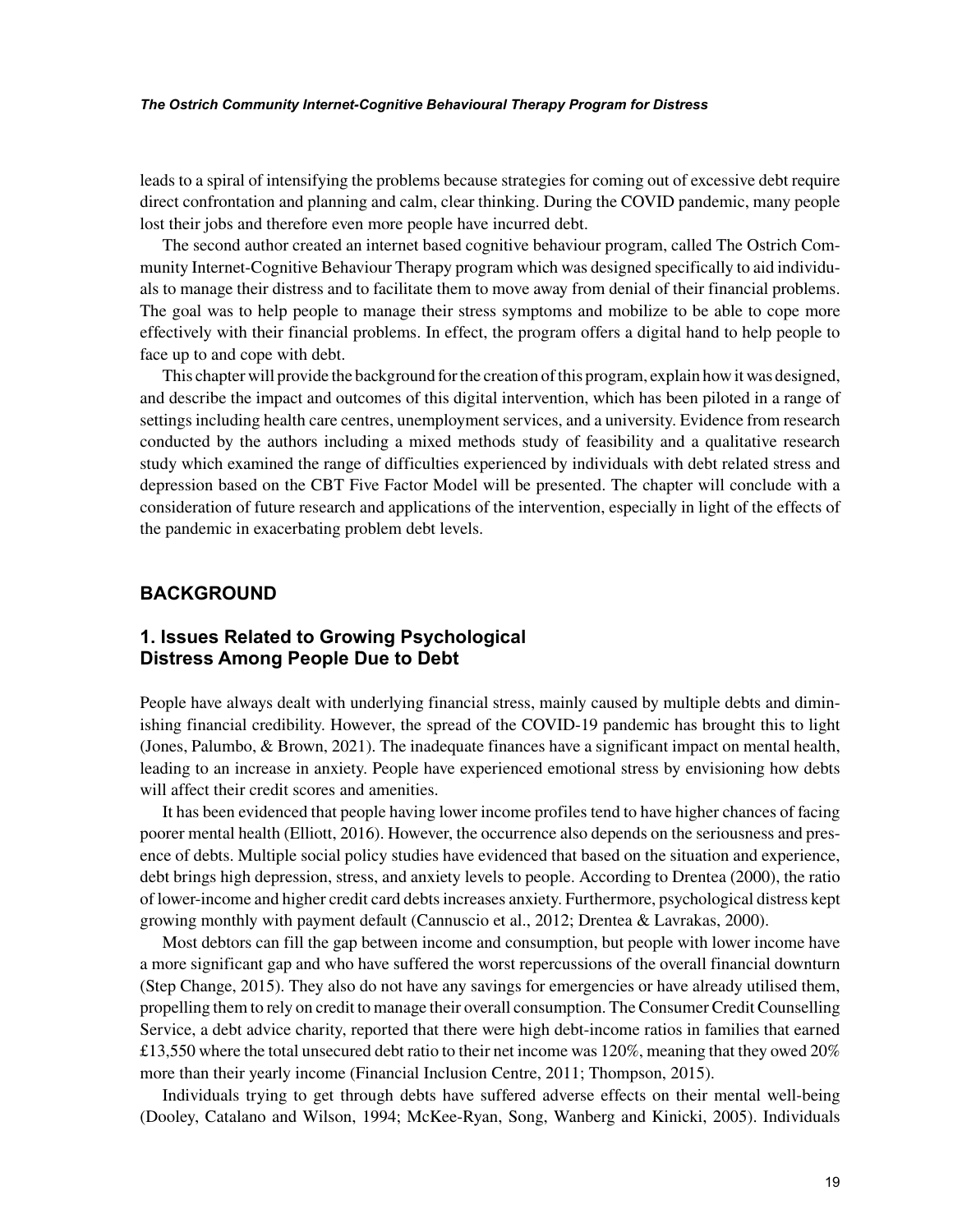leads to a spiral of intensifying the problems because strategies for coming out of excessive debt require direct confrontation and planning and calm, clear thinking. During the COVID pandemic, many people lost their jobs and therefore even more people have incurred debt.

The second author created an internet based cognitive behaviour program, called The Ostrich Community Internet-Cognitive Behaviour Therapy program which was designed specifically to aid individuals to manage their distress and to facilitate them to move away from denial of their financial problems. The goal was to help people to manage their stress symptoms and mobilize to be able to cope more effectively with their financial problems. In effect, the program offers a digital hand to help people to face up to and cope with debt.

This chapter will provide the background for the creation of this program, explain how it was designed, and describe the impact and outcomes of this digital intervention, which has been piloted in a range of settings including health care centres, unemployment services, and a university. Evidence from research conducted by the authors including a mixed methods study of feasibility and a qualitative research study which examined the range of difficulties experienced by individuals with debt related stress and depression based on the CBT Five Factor Model will be presented. The chapter will conclude with a consideration of future research and applications of the intervention, especially in light of the effects of the pandemic in exacerbating problem debt levels.

## BACKGROUND

### 1. Issues Related to Growing Psychological Distress Among People Due to Debt

People have always dealt with underlying financial stress, mainly caused by multiple debts and diminishing financial credibility. However, the spread of the COVID-19 pandemic has brought this to light (Jones, Palumbo, & Brown, 2021). The inadequate finances have a significant impact on mental health, leading to an increase in anxiety. People have experienced emotional stress by envisioning how debts will affect their credit scores and amenities.

It has been evidenced that people having lower income profiles tend to have higher chances of facing poorer mental health (Elliott, 2016). However, the occurrence also depends on the seriousness and presence of debts. Multiple social policy studies have evidenced that based on the situation and experience, debt brings high depression, stress, and anxiety levels to people. According to Drentea (2000), the ratio of lower-income and higher credit card debts increases anxiety. Furthermore, psychological distress kept growing monthly with payment default (Cannuscio et al., 2012; Drentea & Lavrakas, 2000).

Most debtors can fill the gap between income and consumption, but people with lower income have a more significant gap and who have suffered the worst repercussions of the overall financial downturn (Step Change, 2015). They also do not have any savings for emergencies or have already utilised them, propelling them to rely on credit to manage their overall consumption. The Consumer Credit Counselling Service, a debt advice charity, reported that there were high debt-income ratios in families that earned £13,550 where the total unsecured debt ratio to their net income was 120%, meaning that they owed 20% more than their yearly income (Financial Inclusion Centre, 2011; Thompson, 2015).

Individuals trying to get through debts have suffered adverse effects on their mental well-being (Dooley, Catalano and Wilson, 1994; McKee-Ryan, Song, Wanberg and Kinicki, 2005). Individuals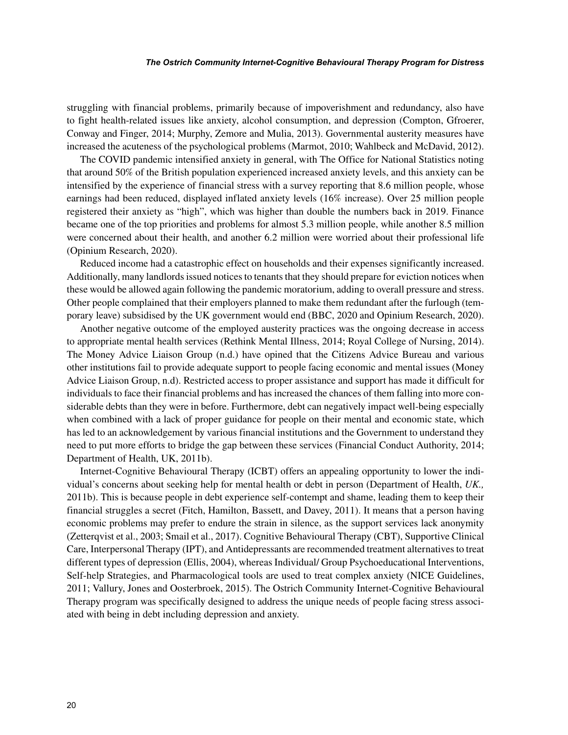struggling with financial problems, primarily because of impoverishment and redundancy, also have to fight health-related issues like anxiety, alcohol consumption, and depression (Compton, Gfroerer, Conway and Finger, 2014; Murphy, Zemore and Mulia, 2013). Governmental austerity measures have increased the acuteness of the psychological problems (Marmot, 2010; Wahlbeck and McDavid, 2012).

The COVID pandemic intensified anxiety in general, with The Office for National Statistics noting that around 50% of the British population experienced increased anxiety levels, and this anxiety can be intensified by the experience of financial stress with a survey reporting that 8.6 million people, whose earnings had been reduced, displayed inflated anxiety levels (16% increase). Over 25 million people registered their anxiety as "high", which was higher than double the numbers back in 2019. Finance became one of the top priorities and problems for almost 5.3 million people, while another 8.5 million were concerned about their health, and another 6.2 million were worried about their professional life (Opinium Research, 2020).

Reduced income had a catastrophic effect on households and their expenses significantly increased. Additionally, many landlords issued notices to tenants that they should prepare for eviction notices when these would be allowed again following the pandemic moratorium, adding to overall pressure and stress. Other people complained that their employers planned to make them redundant after the furlough (temporary leave) subsidised by the UK government would end (BBC, 2020 and Opinium Research, 2020).

Another negative outcome of the employed austerity practices was the ongoing decrease in access to appropriate mental health services (Rethink Mental Illness, 2014; Royal College of Nursing, 2014). The Money Advice Liaison Group (n.d.) have opined that the Citizens Advice Bureau and various other institutions fail to provide adequate support to people facing economic and mental issues (Money Advice Liaison Group, n.d). Restricted access to proper assistance and support has made it difficult for individuals to face their financial problems and has increased the chances of them falling into more considerable debts than they were in before. Furthermore, debt can negatively impact well-being especially when combined with a lack of proper guidance for people on their mental and economic state, which has led to an acknowledgement by various financial institutions and the Government to understand they need to put more efforts to bridge the gap between these services (Financial Conduct Authority, 2014; Department of Health, UK, 2011b).

Internet-Cognitive Behavioural Therapy (ICBT) offers an appealing opportunity to lower the individual's concerns about seeking help for mental health or debt in person (Department of Health, *UK.,* 2011b). This is because people in debt experience self-contempt and shame, leading them to keep their financial struggles a secret (Fitch, Hamilton, Bassett, and Davey, 2011). It means that a person having economic problems may prefer to endure the strain in silence, as the support services lack anonymity (Zetterqvist et al., 2003; Smail et al., 2017). Cognitive Behavioural Therapy (CBT), Supportive Clinical Care, Interpersonal Therapy (IPT), and Antidepressants are recommended treatment alternatives to treat different types of depression (Ellis, 2004), whereas Individual/ Group Psychoeducational Interventions, Self-help Strategies, and Pharmacological tools are used to treat complex anxiety (NICE Guidelines, 2011; Vallury, Jones and Oosterbroek, 2015). The Ostrich Community Internet-Cognitive Behavioural Therapy program was specifically designed to address the unique needs of people facing stress associated with being in debt including depression and anxiety.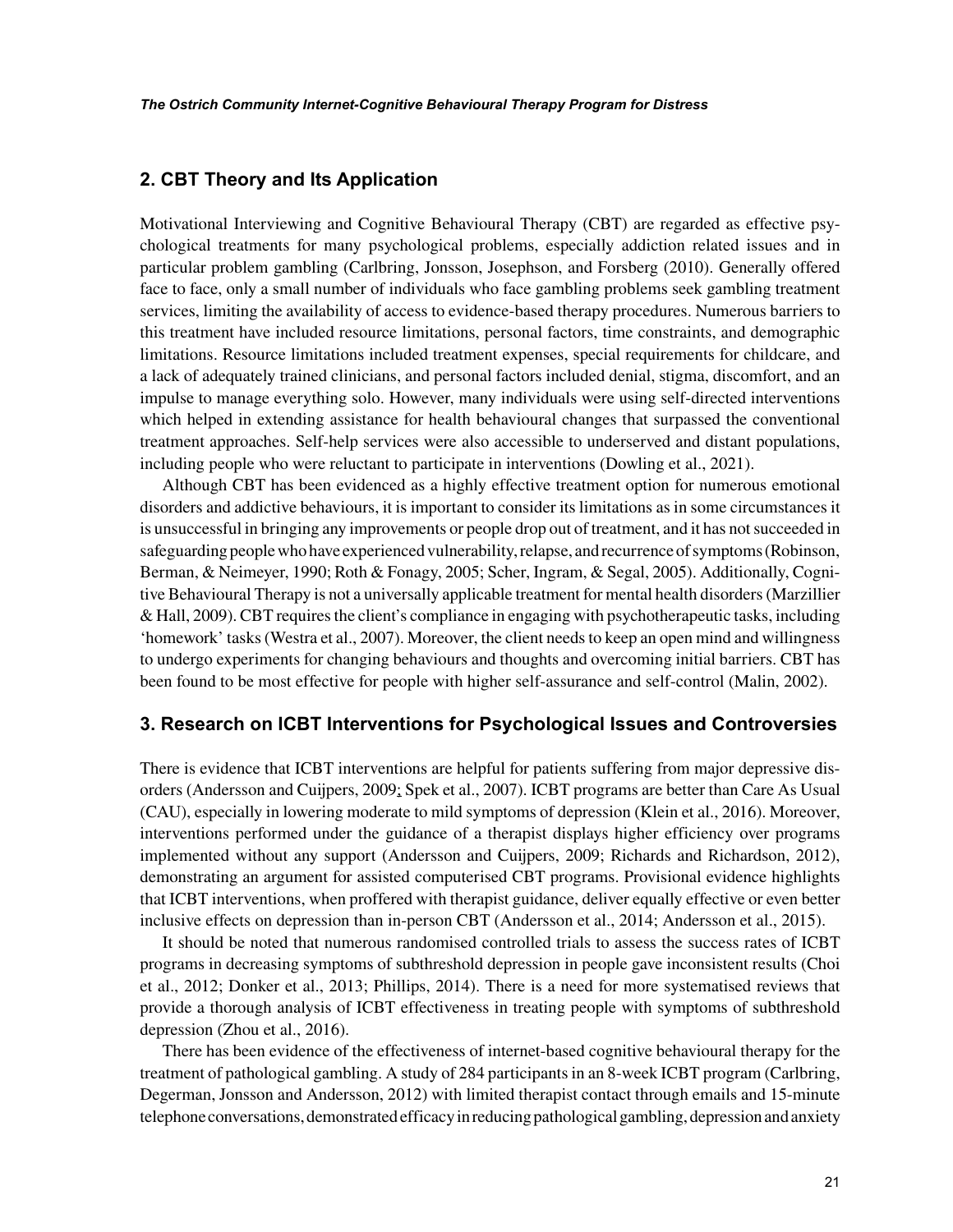## 2. CBT Theory and Its Application

Motivational Interviewing and Cognitive Behavioural Therapy (CBT) are regarded as effective psychological treatments for many psychological problems, especially addiction related issues and in particular problem gambling (Carlbring, Jonsson, Josephson, and Forsberg (2010). Generally offered face to face, only a small number of individuals who face gambling problems seek gambling treatment services, limiting the availability of access to evidence-based therapy procedures. Numerous barriers to this treatment have included resource limitations, personal factors, time constraints, and demographic limitations. Resource limitations included treatment expenses, special requirements for childcare, and a lack of adequately trained clinicians, and personal factors included denial, stigma, discomfort, and an impulse to manage everything solo. However, many individuals were using self-directed interventions which helped in extending assistance for health behavioural changes that surpassed the conventional treatment approaches. Self-help services were also accessible to underserved and distant populations, including people who were reluctant to participate in interventions (Dowling et al., 2021).

Although CBT has been evidenced as a highly effective treatment option for numerous emotional disorders and addictive behaviours, it is important to consider its limitations as in some circumstances it is unsuccessful in bringing any improvements or people drop out of treatment, and it has not succeeded in safeguarding people who have experienced vulnerability, relapse, and recurrence of symptoms (Robinson, Berman, & Neimeyer, 1990; Roth & Fonagy, 2005; Scher, Ingram, & Segal, 2005). Additionally, Cognitive Behavioural Therapy is not a universally applicable treatment for mental health disorders (Marzillier & Hall, 2009). CBT requires the client's compliance in engaging with psychotherapeutic tasks, including 'homework' tasks (Westra et al., 2007). Moreover, the client needs to keep an open mind and willingness to undergo experiments for changing behaviours and thoughts and overcoming initial barriers. CBT has been found to be most effective for people with higher self-assurance and self-control (Malin, 2002).

## 3. Research on ICBT Interventions for Psychological Issues and Controversies

There is evidence that ICBT interventions are helpful for patients suffering from major depressive disorders (Andersson and Cuijpers, 2009; Spek et al., 2007). ICBT programs are better than Care As Usual (CAU), especially in lowering moderate to mild symptoms of depression (Klein et al., 2016). Moreover, interventions performed under the guidance of a therapist displays higher efficiency over programs implemented without any support (Andersson and Cuijpers, 2009; Richards and Richardson, 2012), demonstrating an argument for assisted computerised CBT programs. Provisional evidence highlights that ICBT interventions, when proffered with therapist guidance, deliver equally effective or even better inclusive effects on depression than in-person CBT (Andersson et al., 2014; Andersson et al., 2015).

It should be noted that numerous randomised controlled trials to assess the success rates of ICBT programs in decreasing symptoms of subthreshold depression in people gave inconsistent results (Choi et al., 2012; Donker et al., 2013; Phillips, 2014). There is a need for more systematised reviews that provide a thorough analysis of ICBT effectiveness in treating people with symptoms of subthreshold depression (Zhou et al., 2016).

There has been evidence of the effectiveness of internet-based cognitive behavioural therapy for the treatment of pathological gambling. A study of 284 participants in an 8-week ICBT program (Carlbring, Degerman, Jonsson and Andersson, 2012) with limited therapist contact through emails and 15-minute telephone conversations, demonstrated efficacy in reducing pathological gambling, depression and anxiety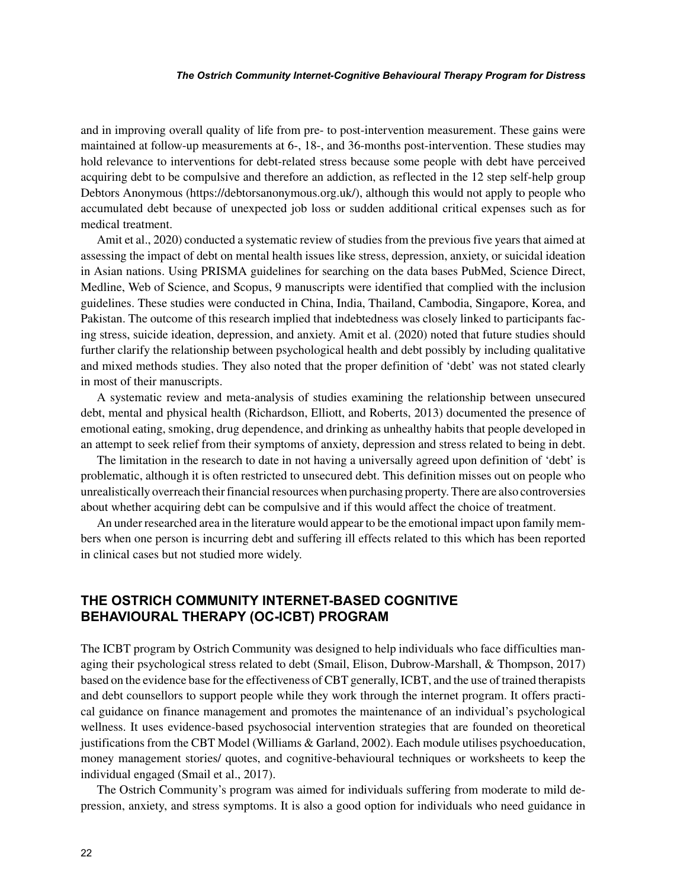and in improving overall quality of life from pre- to post-intervention measurement. These gains were maintained at follow-up measurements at 6-, 18-, and 36-months post-intervention. These studies may hold relevance to interventions for debt-related stress because some people with debt have perceived acquiring debt to be compulsive and therefore an addiction, as reflected in the 12 step self-help group Debtors Anonymous (https://debtorsanonymous.org.uk/), although this would not apply to people who accumulated debt because of unexpected job loss or sudden additional critical expenses such as for medical treatment.

Amit et al., 2020) conducted a systematic review of studies from the previous five years that aimed at assessing the impact of debt on mental health issues like stress, depression, anxiety, or suicidal ideation in Asian nations. Using PRISMA guidelines for searching on the data bases PubMed, Science Direct, Medline, Web of Science, and Scopus, 9 manuscripts were identified that complied with the inclusion guidelines. These studies were conducted in China, India, Thailand, Cambodia, Singapore, Korea, and Pakistan. The outcome of this research implied that indebtedness was closely linked to participants facing stress, suicide ideation, depression, and anxiety. Amit et al. (2020) noted that future studies should further clarify the relationship between psychological health and debt possibly by including qualitative and mixed methods studies. They also noted that the proper definition of 'debt' was not stated clearly in most of their manuscripts.

A systematic review and meta-analysis of studies examining the relationship between unsecured debt, mental and physical health (Richardson, Elliott, and Roberts, 2013) documented the presence of emotional eating, smoking, drug dependence, and drinking as unhealthy habits that people developed in an attempt to seek relief from their symptoms of anxiety, depression and stress related to being in debt.

The limitation in the research to date in not having a universally agreed upon definition of 'debt' is problematic, although it is often restricted to unsecured debt. This definition misses out on people who unrealistically overreach their financial resources when purchasing property. There are also controversies about whether acquiring debt can be compulsive and if this would affect the choice of treatment.

An under researched area in the literature would appear to be the emotional impact upon family members when one person is incurring debt and suffering ill effects related to this which has been reported in clinical cases but not studied more widely.

## THE OSTRICH COMMUNITY INTERNET-BASED COGNITIVE BEHAVIOURAL THERAPY (OC-ICBT) PROGRAM

The ICBT program by Ostrich Community was designed to help individuals who face difficulties managing their psychological stress related to debt (Smail, Elison, Dubrow-Marshall, & Thompson, 2017) based on the evidence base for the effectiveness of CBT generally, ICBT, and the use of trained therapists and debt counsellors to support people while they work through the internet program. It offers practical guidance on finance management and promotes the maintenance of an individual's psychological wellness. It uses evidence-based psychosocial intervention strategies that are founded on theoretical justifications from the CBT Model (Williams & Garland, 2002). Each module utilises psychoeducation, money management stories/ quotes, and cognitive-behavioural techniques or worksheets to keep the individual engaged (Smail et al., 2017).

The Ostrich Community's program was aimed for individuals suffering from moderate to mild depression, anxiety, and stress symptoms. It is also a good option for individuals who need guidance in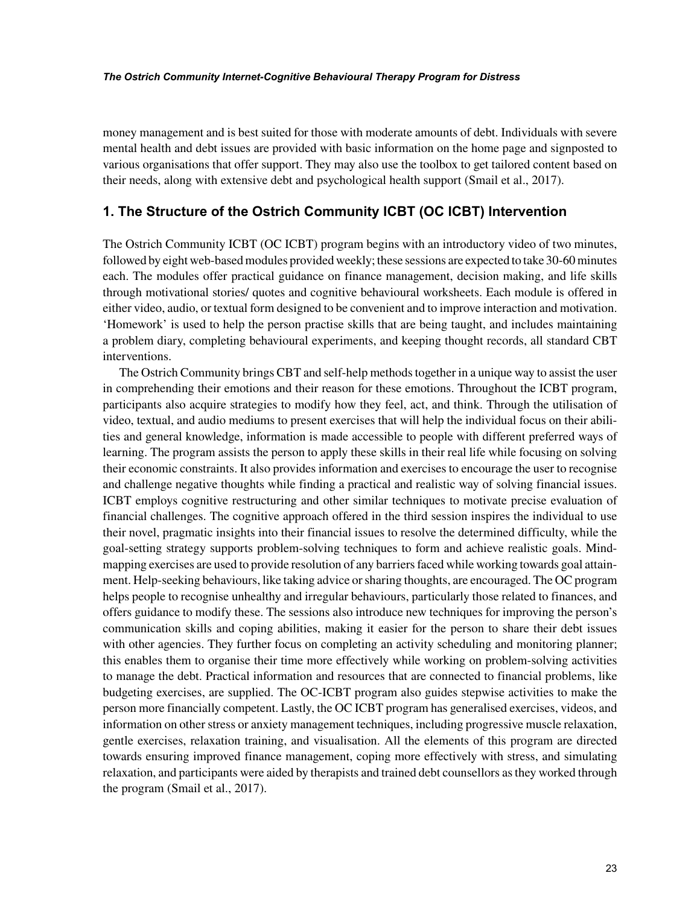money management and is best suited for those with moderate amounts of debt. Individuals with severe mental health and debt issues are provided with basic information on the home page and signposted to various organisations that offer support. They may also use the toolbox to get tailored content based on their needs, along with extensive debt and psychological health support (Smail et al., 2017).

## 1. The Structure of the Ostrich Community ICBT (OC ICBT) Intervention

The Ostrich Community ICBT (OC ICBT) program begins with an introductory video of two minutes, followed by eight web-based modules provided weekly; these sessions are expected to take 30-60 minutes each. The modules offer practical guidance on finance management, decision making, and life skills through motivational stories/ quotes and cognitive behavioural worksheets. Each module is offered in either video, audio, or textual form designed to be convenient and to improve interaction and motivation. 'Homework' is used to help the person practise skills that are being taught, and includes maintaining a problem diary, completing behavioural experiments, and keeping thought records, all standard CBT interventions.

The Ostrich Community brings CBT and self-help methods together in a unique way to assist the user in comprehending their emotions and their reason for these emotions. Throughout the ICBT program, participants also acquire strategies to modify how they feel, act, and think. Through the utilisation of video, textual, and audio mediums to present exercises that will help the individual focus on their abilities and general knowledge, information is made accessible to people with different preferred ways of learning. The program assists the person to apply these skills in their real life while focusing on solving their economic constraints. It also provides information and exercises to encourage the user to recognise and challenge negative thoughts while finding a practical and realistic way of solving financial issues. ICBT employs cognitive restructuring and other similar techniques to motivate precise evaluation of financial challenges. The cognitive approach offered in the third session inspires the individual to use their novel, pragmatic insights into their financial issues to resolve the determined difficulty, while the goal-setting strategy supports problem-solving techniques to form and achieve realistic goals. Mind-mapping exercises are used to provide resolution of any barriers faced while working towards goal attainment. Help-seeking behaviours, like taking advice or sharing thoughts, are encouraged. The OC program helps people to recognise unhealthy and irregular behaviours, particularly those related to finances, and offers guidance to modify these. The sessions also introduce new techniques for improving the person's communication skills and coping abilities, making it easier for the person to share their debt issues with other agencies. They further focus on completing an activity scheduling and monitoring planner; this enables them to organise their time more effectively while working on problem-solving activities to manage the debt. Practical information and resources that are connected to financial problems, like budgeting exercises, are supplied. The OC-ICBT program also guides stepwise activities to make the person more financially competent. Lastly, the OC ICBT program has generalised exercises, videos, and information on other stress or anxiety management techniques, including progressive muscle relaxation, gentle exercises, relaxation training, and visualisation. All the elements of this program are directed towards ensuring improved finance management, coping more effectively with stress, and simulating relaxation, and participants were aided by therapists and trained debt counsellors as they worked through the program (Smail et al., 2017).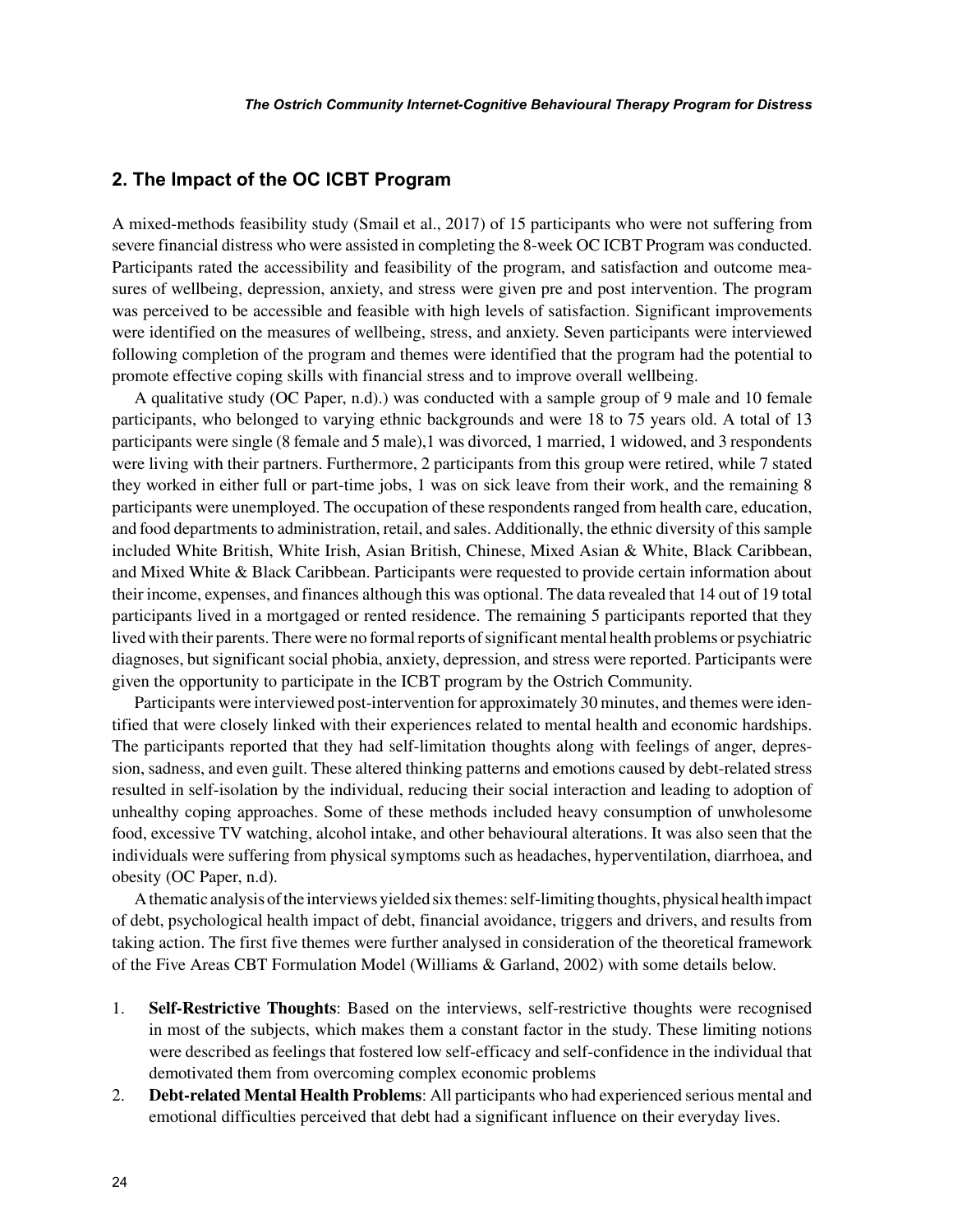## 2. The Impact of the OC ICBT Program

A mixed-methods feasibility study (Smail et al., 2017) of 15 participants who were not suffering from severe financial distress who were assisted in completing the 8-week OC ICBT Program was conducted. Participants rated the accessibility and feasibility of the program, and satisfaction and outcome measures of wellbeing, depression, anxiety, and stress were given pre and post intervention. The program was perceived to be accessible and feasible with high levels of satisfaction. Significant improvements were identified on the measures of wellbeing, stress, and anxiety. Seven participants were interviewed following completion of the program and themes were identified that the program had the potential to promote effective coping skills with financial stress and to improve overall wellbeing.

A qualitative study (OC Paper, n.d).) was conducted with a sample group of 9 male and 10 female participants, who belonged to varying ethnic backgrounds and were 18 to 75 years old. A total of 13 participants were single (8 female and 5 male),1 was divorced, 1 married, 1 widowed, and 3 respondents were living with their partners. Furthermore, 2 participants from this group were retired, while 7 stated they worked in either full or part-time jobs, 1 was on sick leave from their work, and the remaining 8 participants were unemployed. The occupation of these respondents ranged from health care, education, and food departments to administration, retail, and sales. Additionally, the ethnic diversity of this sample included White British, White Irish, Asian British, Chinese, Mixed Asian & White, Black Caribbean, and Mixed White & Black Caribbean. Participants were requested to provide certain information about their income, expenses, and finances although this was optional. The data revealed that 14 out of 19 total participants lived in a mortgaged or rented residence. The remaining 5 participants reported that they lived with their parents. There were no formal reports of significant mental health problems or psychiatric diagnoses, but significant social phobia, anxiety, depression, and stress were reported. Participants were given the opportunity to participate in the ICBT program by the Ostrich Community.

Participants were interviewed post-intervention for approximately 30 minutes, and themes were identified that were closely linked with their experiences related to mental health and economic hardships. The participants reported that they had self-limitation thoughts along with feelings of anger, depression, sadness, and even guilt. These altered thinking patterns and emotions caused by debt-related stress resulted in self-isolation by the individual, reducing their social interaction and leading to adoption of unhealthy coping approaches. Some of these methods included heavy consumption of unwholesome food, excessive TV watching, alcohol intake, and other behavioural alterations. It was also seen that the individuals were suffering from physical symptoms such as headaches, hyperventilation, diarrhoea, and obesity (OC Paper, n.d).

A thematic analysis of the interviews yielded six themes: self-limiting thoughts, physical health impact of debt, psychological health impact of debt, financial avoidance, triggers and drivers, and results from taking action. The first five themes were further analysed in consideration of the theoretical framework of the Five Areas CBT Formulation Model (Williams & Garland, 2002) with some details below.

1. **Self-Restrictive Thoughts**: Based on the interviews, self-restrictive thoughts were recognised in most of the subjects, which makes them a constant factor in the study. These limiting notions were described as feelings that fostered low self-efficacy and self-confidence in the individual that demotivated them from overcoming complex economic problems
2. **Debt-related Mental Health Problems**: All participants who had experienced serious mental and emotional difficulties perceived that debt had a significant influence on their everyday lives.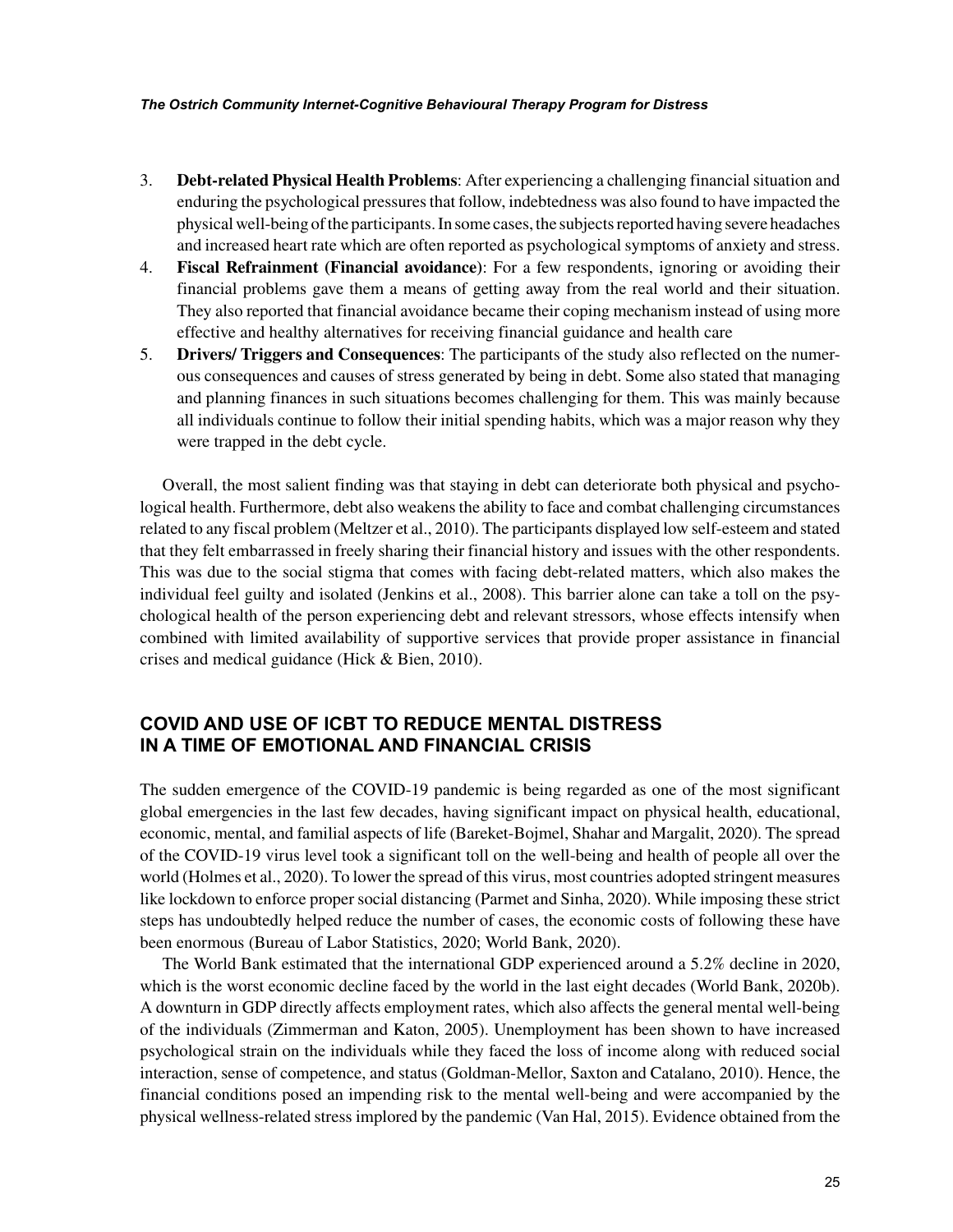3. **Debt-related Physical Health Problems**: After experiencing a challenging financial situation and enduring the psychological pressures that follow, indebtedness was also found to have impacted the physical well-being of the participants. In some cases, the subjects reported having severe headaches and increased heart rate which are often reported as psychological symptoms of anxiety and stress.
4. **Fiscal Refrainment (Financial avoidance)**: For a few respondents, ignoring or avoiding their financial problems gave them a means of getting away from the real world and their situation. They also reported that financial avoidance became their coping mechanism instead of using more effective and healthy alternatives for receiving financial guidance and health care
5. **Drivers/ Triggers and Consequences**: The participants of the study also reflected on the numerous consequences and causes of stress generated by being in debt. Some also stated that managing and planning finances in such situations becomes challenging for them. This was mainly because all individuals continue to follow their initial spending habits, which was a major reason why they were trapped in the debt cycle.

Overall, the most salient finding was that staying in debt can deteriorate both physical and psychological health. Furthermore, debt also weakens the ability to face and combat challenging circumstances related to any fiscal problem (Meltzer et al., 2010). The participants displayed low self-esteem and stated that they felt embarrassed in freely sharing their financial history and issues with the other respondents. This was due to the social stigma that comes with facing debt-related matters, which also makes the individual feel guilty and isolated (Jenkins et al., 2008). This barrier alone can take a toll on the psychological health of the person experiencing debt and relevant stressors, whose effects intensify when combined with limited availability of supportive services that provide proper assistance in financial crises and medical guidance (Hick & Bien, 2010).

## COVID AND USE OF ICBT TO REDUCE MENTAL DISTRESS IN A TIME OF EMOTIONAL AND FINANCIAL CRISIS

The sudden emergence of the COVID-19 pandemic is being regarded as one of the most significant global emergencies in the last few decades, having significant impact on physical health, educational, economic, mental, and familial aspects of life (Bareket-Bojmel, Shahar and Margalit, 2020). The spread of the COVID-19 virus level took a significant toll on the well-being and health of people all over the world (Holmes et al., 2020). To lower the spread of this virus, most countries adopted stringent measures like lockdown to enforce proper social distancing (Parmet and Sinha, 2020). While imposing these strict steps has undoubtedly helped reduce the number of cases, the economic costs of following these have been enormous (Bureau of Labor Statistics, 2020; World Bank, 2020).

The World Bank estimated that the international GDP experienced around a 5.2% decline in 2020, which is the worst economic decline faced by the world in the last eight decades (World Bank, 2020b). A downturn in GDP directly affects employment rates, which also affects the general mental well-being of the individuals (Zimmerman and Katon, 2005). Unemployment has been shown to have increased psychological strain on the individuals while they faced the loss of income along with reduced social interaction, sense of competence, and status (Goldman-Mellor, Saxton and Catalano, 2010). Hence, the financial conditions posed an impending risk to the mental well-being and were accompanied by the physical wellness-related stress implored by the pandemic (Van Hal, 2015). Evidence obtained from the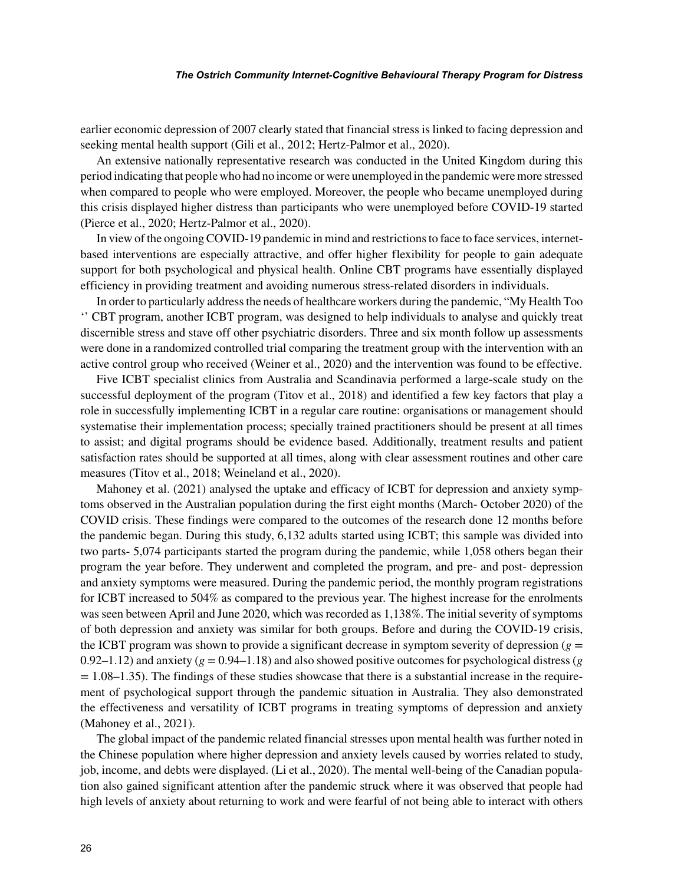earlier economic depression of 2007 clearly stated that financial stress is linked to facing depression and seeking mental health support (Gili et al., 2012; Hertz-Palmor et al., 2020).

An extensive nationally representative research was conducted in the United Kingdom during this period indicating that people who had no income or were unemployed in the pandemic were more stressed when compared to people who were employed. Moreover, the people who became unemployed during this crisis displayed higher distress than participants who were unemployed before COVID-19 started (Pierce et al., 2020; Hertz-Palmor et al., 2020).

In view of the ongoing COVID-19 pandemic in mind and restrictions to face to face services, internet-based interventions are especially attractive, and offer higher flexibility for people to gain adequate support for both psychological and physical health. Online CBT programs have essentially displayed efficiency in providing treatment and avoiding numerous stress-related disorders in individuals.

In order to particularly address the needs of healthcare workers during the pandemic, "My Health Too '' CBT program, another ICBT program, was designed to help individuals to analyse and quickly treat discernible stress and stave off other psychiatric disorders. Three and six month follow up assessments were done in a randomized controlled trial comparing the treatment group with the intervention with an active control group who received (Weiner et al., 2020) and the intervention was found to be effective.

Five ICBT specialist clinics from Australia and Scandinavia performed a large-scale study on the successful deployment of the program (Titov et al., 2018) and identified a few key factors that play a role in successfully implementing ICBT in a regular care routine: organisations or management should systematise their implementation process; specially trained practitioners should be present at all times to assist; and digital programs should be evidence based. Additionally, treatment results and patient satisfaction rates should be supported at all times, along with clear assessment routines and other care measures (Titov et al., 2018; Weineland et al., 2020).

Mahoney et al. (2021) analysed the uptake and efficacy of ICBT for depression and anxiety symptoms observed in the Australian population during the first eight months (March- October 2020) of the COVID crisis. These findings were compared to the outcomes of the research done 12 months before the pandemic began. During this study, 6,132 adults started using ICBT; this sample was divided into two parts- 5,074 participants started the program during the pandemic, while 1,058 others began their program the year before. They underwent and completed the program, and pre- and post- depression and anxiety symptoms were measured. During the pandemic period, the monthly program registrations for ICBT increased to 504% as compared to the previous year. The highest increase for the enrolments was seen between April and June 2020, which was recorded as 1,138%. The initial severity of symptoms of both depression and anxiety was similar for both groups. Before and during the COVID-19 crisis, the ICBT program was shown to provide a significant decrease in symptom severity of depression ($g$ = 0.92–1.12) and anxiety ($g$ = 0.94–1.18) and also showed positive outcomes for psychological distress ($g$ = 1.08–1.35). The findings of these studies showcase that there is a substantial increase in the requirement of psychological support through the pandemic situation in Australia. They also demonstrated the effectiveness and versatility of ICBT programs in treating symptoms of depression and anxiety (Mahoney et al., 2021).

The global impact of the pandemic related financial stresses upon mental health was further noted in the Chinese population where higher depression and anxiety levels caused by worries related to study, job, income, and debts were displayed. (Li et al., 2020). The mental well-being of the Canadian population also gained significant attention after the pandemic struck where it was observed that people had high levels of anxiety about returning to work and were fearful of not being able to interact with others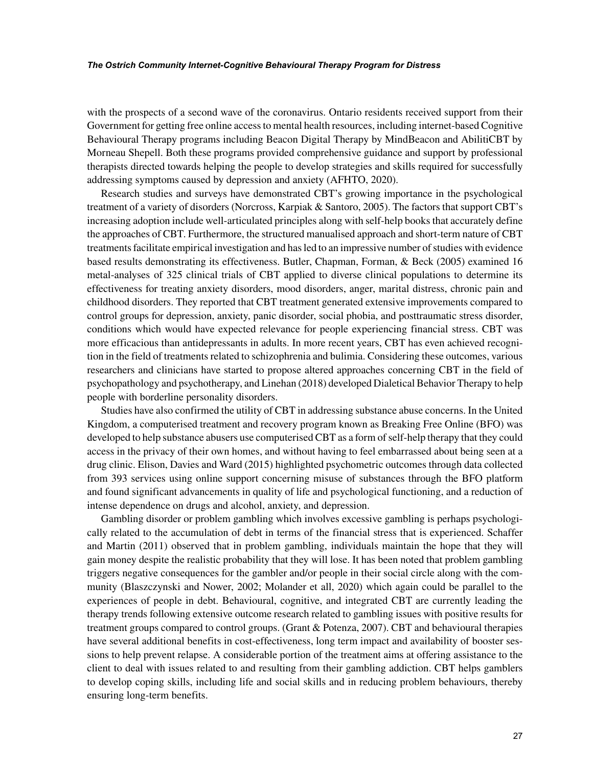with the prospects of a second wave of the coronavirus. Ontario residents received support from their Government for getting free online access to mental health resources, including internet-based Cognitive Behavioural Therapy programs including Beacon Digital Therapy by MindBeacon and AbilitiCBT by Morneau Shepell. Both these programs provided comprehensive guidance and support by professional therapists directed towards helping the people to develop strategies and skills required for successfully addressing symptoms caused by depression and anxiety (AFHTO, 2020).

Research studies and surveys have demonstrated CBT's growing importance in the psychological treatment of a variety of disorders (Norcross, Karpiak & Santoro, 2005). The factors that support CBT's increasing adoption include well-articulated principles along with self-help books that accurately define the approaches of CBT. Furthermore, the structured manualised approach and short-term nature of CBT treatments facilitate empirical investigation and has led to an impressive number of studies with evidence based results demonstrating its effectiveness. Butler, Chapman, Forman, & Beck (2005) examined 16 metal-analyses of 325 clinical trials of CBT applied to diverse clinical populations to determine its effectiveness for treating anxiety disorders, mood disorders, anger, marital distress, chronic pain and childhood disorders. They reported that CBT treatment generated extensive improvements compared to control groups for depression, anxiety, panic disorder, social phobia, and posttraumatic stress disorder, conditions which would have expected relevance for people experiencing financial stress. CBT was more efficacious than antidepressants in adults. In more recent years, CBT has even achieved recognition in the field of treatments related to schizophrenia and bulimia. Considering these outcomes, various researchers and clinicians have started to propose altered approaches concerning CBT in the field of psychopathology and psychotherapy, and Linehan (2018) developed Dialetical Behavior Therapy to help people with borderline personality disorders.

Studies have also confirmed the utility of CBT in addressing substance abuse concerns. In the United Kingdom, a computerised treatment and recovery program known as Breaking Free Online (BFO) was developed to help substance abusers use computerised CBT as a form of self-help therapy that they could access in the privacy of their own homes, and without having to feel embarrassed about being seen at a drug clinic. Elison, Davies and Ward (2015) highlighted psychometric outcomes through data collected from 393 services using online support concerning misuse of substances through the BFO platform and found significant advancements in quality of life and psychological functioning, and a reduction of intense dependence on drugs and alcohol, anxiety, and depression.

Gambling disorder or problem gambling which involves excessive gambling is perhaps psychologically related to the accumulation of debt in terms of the financial stress that is experienced. Schaffer and Martin (2011) observed that in problem gambling, individuals maintain the hope that they will gain money despite the realistic probability that they will lose. It has been noted that problem gambling triggers negative consequences for the gambler and/or people in their social circle along with the community (Blaszczynski and Nower, 2002; Molander et all, 2020) which again could be parallel to the experiences of people in debt. Behavioural, cognitive, and integrated CBT are currently leading the therapy trends following extensive outcome research related to gambling issues with positive results for treatment groups compared to control groups. (Grant & Potenza, 2007). CBT and behavioural therapies have several additional benefits in cost-effectiveness, long term impact and availability of booster sessions to help prevent relapse. A considerable portion of the treatment aims at offering assistance to the client to deal with issues related to and resulting from their gambling addiction. CBT helps gamblers to develop coping skills, including life and social skills and in reducing problem behaviours, thereby ensuring long-term benefits.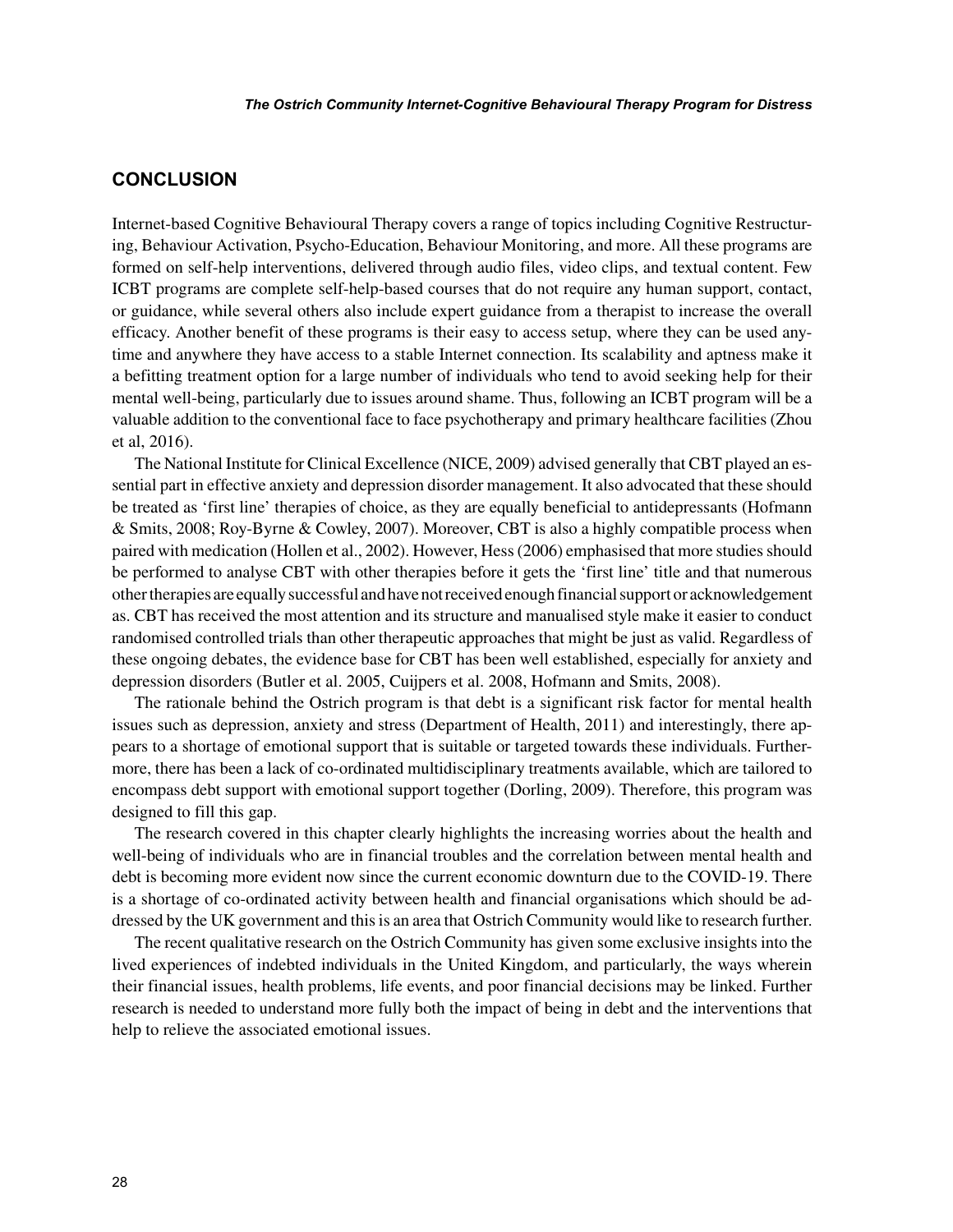## CONCLUSION

Internet-based Cognitive Behavioural Therapy covers a range of topics including Cognitive Restructuring, Behaviour Activation, Psycho-Education, Behaviour Monitoring, and more. All these programs are formed on self-help interventions, delivered through audio files, video clips, and textual content. Few ICBT programs are complete self-help-based courses that do not require any human support, contact, or guidance, while several others also include expert guidance from a therapist to increase the overall efficacy. Another benefit of these programs is their easy to access setup, where they can be used anytime and anywhere they have access to a stable Internet connection. Its scalability and aptness make it a befitting treatment option for a large number of individuals who tend to avoid seeking help for their mental well-being, particularly due to issues around shame. Thus, following an ICBT program will be a valuable addition to the conventional face to face psychotherapy and primary healthcare facilities (Zhou et al, 2016).

The National Institute for Clinical Excellence (NICE, 2009) advised generally that CBT played an essential part in effective anxiety and depression disorder management. It also advocated that these should be treated as 'first line' therapies of choice, as they are equally beneficial to antidepressants (Hofmann & Smits, 2008; Roy-Byrne & Cowley, 2007). Moreover, CBT is also a highly compatible process when paired with medication (Hollen et al., 2002). However, Hess (2006) emphasised that more studies should be performed to analyse CBT with other therapies before it gets the 'first line' title and that numerous other therapies are equally successful and have not received enough financial support or acknowledgement as. CBT has received the most attention and its structure and manualised style make it easier to conduct randomised controlled trials than other therapeutic approaches that might be just as valid. Regardless of these ongoing debates, the evidence base for CBT has been well established, especially for anxiety and depression disorders (Butler et al. 2005, Cuijpers et al. 2008, Hofmann and Smits, 2008).

The rationale behind the Ostrich program is that debt is a significant risk factor for mental health issues such as depression, anxiety and stress (Department of Health, 2011) and interestingly, there appears to a shortage of emotional support that is suitable or targeted towards these individuals. Furthermore, there has been a lack of co-ordinated multidisciplinary treatments available, which are tailored to encompass debt support with emotional support together (Dorling, 2009). Therefore, this program was designed to fill this gap.

The research covered in this chapter clearly highlights the increasing worries about the health and well-being of individuals who are in financial troubles and the correlation between mental health and debt is becoming more evident now since the current economic downturn due to the COVID-19. There is a shortage of co-ordinated activity between health and financial organisations which should be addressed by the UK government and this is an area that Ostrich Community would like to research further.

The recent qualitative research on the Ostrich Community has given some exclusive insights into the lived experiences of indebted individuals in the United Kingdom, and particularly, the ways wherein their financial issues, health problems, life events, and poor financial decisions may be linked. Further research is needed to understand more fully both the impact of being in debt and the interventions that help to relieve the associated emotional issues.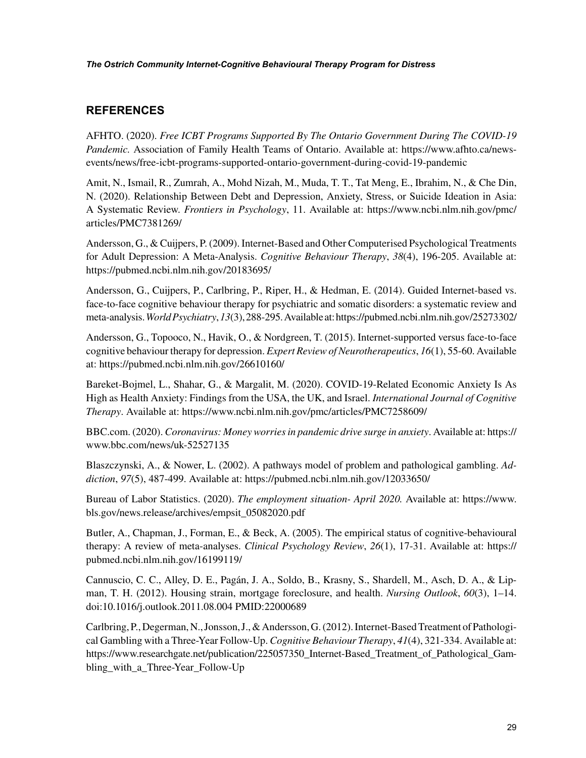## REFERENCES

AFHTO. (2020). *Free ICBT Programs Supported By The Ontario Government During The COVID-19 Pandemic.* Association of Family Health Teams of Ontario. Available at: https://www.afhto.ca/news-events/news/free-icbt-programs-supported-ontario-government-during-covid-19-pandemic

Amit, N., Ismail, R., Zumrah, A., Mohd Nizah, M., Muda, T. T., Tat Meng, E., Ibrahim, N., & Che Din, N. (2020). Relationship Between Debt and Depression, Anxiety, Stress, or Suicide Ideation in Asia: A Systematic Review. *Frontiers in Psychology*, 11. Available at: https://www.ncbi.nlm.nih.gov/pmc/articles/PMC7381269/

Andersson, G., & Cuijpers, P. (2009). Internet-Based and Other Computerised Psychological Treatments for Adult Depression: A Meta-Analysis. *Cognitive Behaviour Therapy*, *38*(4), 196-205. Available at: https://pubmed.ncbi.nlm.nih.gov/20183695/

Andersson, G., Cuijpers, P., Carlbring, P., Riper, H., & Hedman, E. (2014). Guided Internet-based vs. face-to-face cognitive behaviour therapy for psychiatric and somatic disorders: a systematic review and meta-analysis. *World Psychiatry*, *13*(3), 288-295. Available at: https://pubmed.ncbi.nlm.nih.gov/25273302/

Andersson, G., Topooco, N., Havik, O., & Nordgreen, T. (2015). Internet-supported versus face-to-face cognitive behaviour therapy for depression. *Expert Review of Neurotherapeutics*, *16*(1), 55-60. Available at: https://pubmed.ncbi.nlm.nih.gov/26610160/

Bareket-Bojmel, L., Shahar, G., & Margalit, M. (2020). COVID-19-Related Economic Anxiety Is As High as Health Anxiety: Findings from the USA, the UK, and Israel. *International Journal of Cognitive Therapy*. Available at: https://www.ncbi.nlm.nih.gov/pmc/articles/PMC7258609/

BBC.com. (2020). *Coronavirus: Money worries in pandemic drive surge in anxiety*. Available at: https://www.bbc.com/news/uk-52527135

Blaszczynski, A., & Nower, L. (2002). A pathways model of problem and pathological gambling. *Addiction*, *97*(5), 487-499. Available at: https://pubmed.ncbi.nlm.nih.gov/12033650/

Bureau of Labor Statistics. (2020). *The employment situation- April 2020.* Available at: https://www.bls.gov/news.release/archives/empsit_05082020.pdf

Butler, A., Chapman, J., Forman, E., & Beck, A. (2005). The empirical status of cognitive-behavioural therapy: A review of meta-analyses. *Clinical Psychology Review*, *26*(1), 17-31. Available at: https://pubmed.ncbi.nlm.nih.gov/16199119/

Cannuscio, C. C., Alley, D. E., Pagán, J. A., Soldo, B., Krasny, S., Shardell, M., Asch, D. A., & Lipman, T. H. (2012). Housing strain, mortgage foreclosure, and health. *Nursing Outlook*, *60*(3), 1–14. doi:10.1016/j.outlook.2011.08.004 PMID:22000689

Carlbring, P., Degerman, N., Jonsson, J., & Andersson, G. (2012). Internet-Based Treatment of Pathological Gambling with a Three-Year Follow-Up. *Cognitive Behaviour Therapy*, *41*(4), 321-334. Available at: https://www.researchgate.net/publication/225057350_Internet-Based_Treatment_of_Pathological_Gambling_with_a_Three-Year_Follow-Up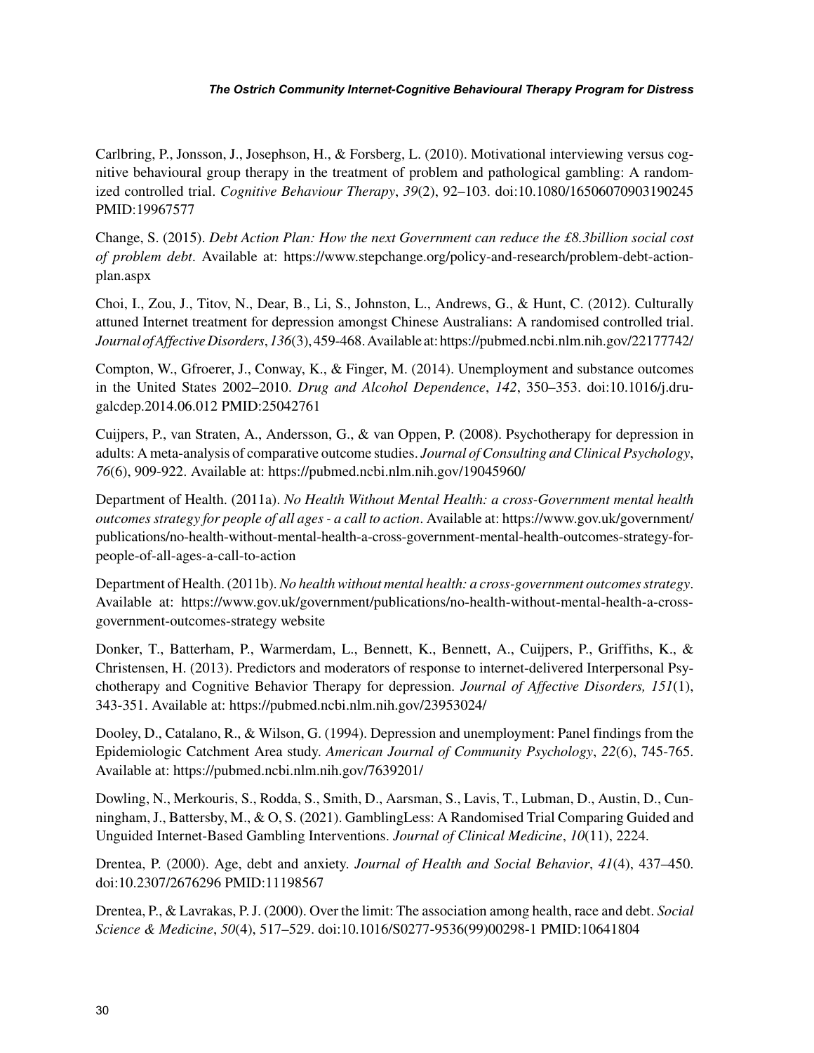Carlbring, P., Jonsson, J., Josephson, H., & Forsberg, L. (2010). Motivational interviewing versus cognitive behavioural group therapy in the treatment of problem and pathological gambling: A randomized controlled trial. *Cognitive Behaviour Therapy*, *39*(2), 92–103. doi:10.1080/16506070903190245 PMID:19967577

Change, S. (2015). *Debt Action Plan: How the next Government can reduce the £8.3billion social cost of problem debt*. Available at: https://www.stepchange.org/policy-and-research/problem-debt-action-plan.aspx

Choi, I., Zou, J., Titov, N., Dear, B., Li, S., Johnston, L., Andrews, G., & Hunt, C. (2012). Culturally attuned Internet treatment for depression amongst Chinese Australians: A randomised controlled trial. *Journal of Affective Disorders*, *136*(3), 459-468. Available at: https://pubmed.ncbi.nlm.nih.gov/22177742/

Compton, W., Gfroerer, J., Conway, K., & Finger, M. (2014). Unemployment and substance outcomes in the United States 2002–2010. *Drug and Alcohol Dependence*, *142*, 350–353. doi:10.1016/j.drugalcdep.2014.06.012 PMID:25042761

Cuijpers, P., van Straten, A., Andersson, G., & van Oppen, P. (2008). Psychotherapy for depression in adults: A meta-analysis of comparative outcome studies. *Journal of Consulting and Clinical Psychology*, *76*(6), 909-922. Available at: https://pubmed.ncbi.nlm.nih.gov/19045960/

Department of Health. (2011a). *No Health Without Mental Health: a cross-Government mental health outcomes strategy for people of all ages - a call to action*. Available at: https://www.gov.uk/government/publications/no-health-without-mental-health-a-cross-government-mental-health-outcomes-strategy-for-people-of-all-ages-a-call-to-action

Department of Health. (2011b). *No health without mental health: a cross-government outcomes strategy*. Available at: https://www.gov.uk/government/publications/no-health-without-mental-health-a-cross-government-outcomes-strategy website

Donker, T., Batterham, P., Warmerdam, L., Bennett, K., Bennett, A., Cuijpers, P., Griffiths, K., & Christensen, H. (2013). Predictors and moderators of response to internet-delivered Interpersonal Psychotherapy and Cognitive Behavior Therapy for depression. *Journal of Affective Disorders, 151*(1), 343-351. Available at: https://pubmed.ncbi.nlm.nih.gov/23953024/

Dooley, D., Catalano, R., & Wilson, G. (1994). Depression and unemployment: Panel findings from the Epidemiologic Catchment Area study. *American Journal of Community Psychology*, *22*(6), 745-765. Available at: https://pubmed.ncbi.nlm.nih.gov/7639201/

Dowling, N., Merkouris, S., Rodda, S., Smith, D., Aarsman, S., Lavis, T., Lubman, D., Austin, D., Cunningham, J., Battersby, M., & O, S. (2021). GamblingLess: A Randomised Trial Comparing Guided and Unguided Internet-Based Gambling Interventions. *Journal of Clinical Medicine*, *10*(11), 2224.

Drentea, P. (2000). Age, debt and anxiety. *Journal of Health and Social Behavior*, *41*(4), 437–450. doi:10.2307/2676296 PMID:11198567

Drentea, P., & Lavrakas, P. J. (2000). Over the limit: The association among health, race and debt. *Social Science & Medicine*, *50*(4), 517–529. doi:10.1016/S0277-9536(99)00298-1 PMID:10641804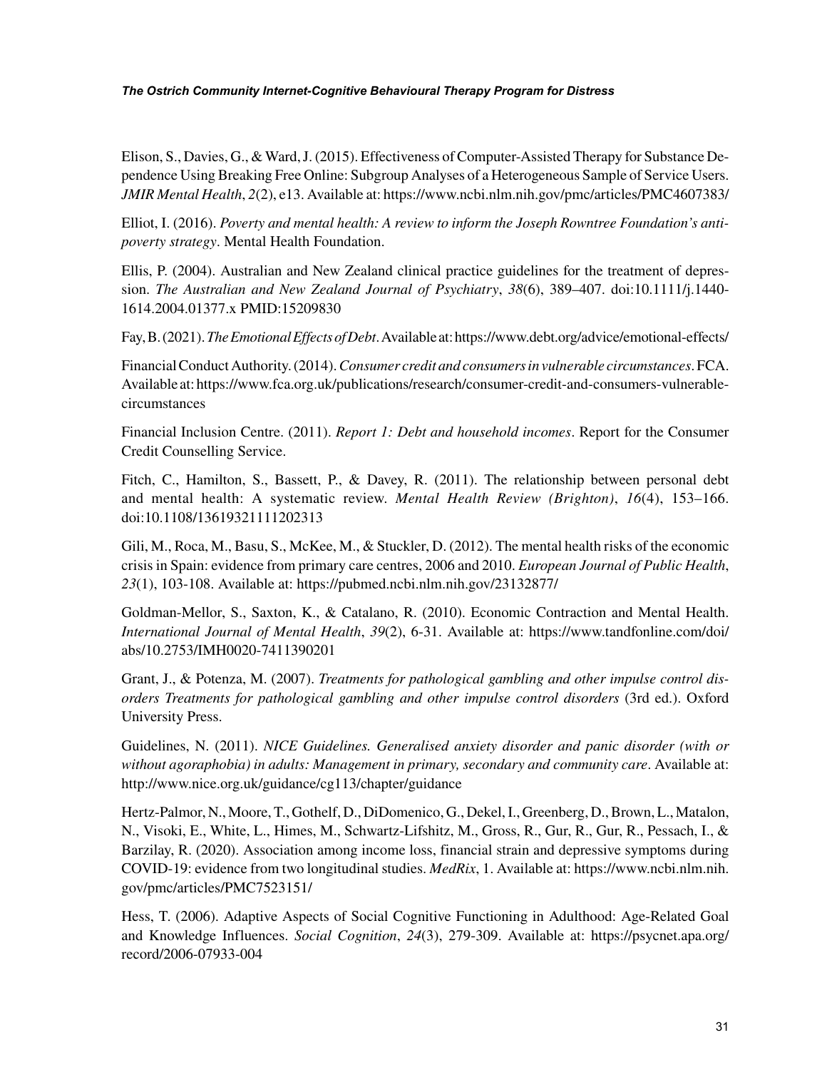Elison, S., Davies, G., & Ward, J. (2015). Effectiveness of Computer-Assisted Therapy for Substance Dependence Using Breaking Free Online: Subgroup Analyses of a Heterogeneous Sample of Service Users. *JMIR Mental Health*, *2*(2), e13. Available at: https://www.ncbi.nlm.nih.gov/pmc/articles/PMC4607383/

Elliot, I. (2016). *Poverty and mental health: A review to inform the Joseph Rowntree Foundation's anti-poverty strategy*. Mental Health Foundation.

Ellis, P. (2004). Australian and New Zealand clinical practice guidelines for the treatment of depression. *The Australian and New Zealand Journal of Psychiatry*, *38*(6), 389–407. doi:10.1111/j.1440-1614.2004.01377.x PMID:15209830

Fay, B. (2021). *The Emotional Effects of Debt*. Available at: https://www.debt.org/advice/emotional-effects/

Financial Conduct Authority. (2014). *Consumer credit and consumers in vulnerable circumstances*. FCA. Available at: https://www.fca.org.uk/publications/research/consumer-credit-and-consumers-vulnerable-circumstances

Financial Inclusion Centre. (2011). *Report 1: Debt and household incomes*. Report for the Consumer Credit Counselling Service.

Fitch, C., Hamilton, S., Bassett, P., & Davey, R. (2011). The relationship between personal debt and mental health: A systematic review. *Mental Health Review (Brighton)*, *16*(4), 153–166. doi:10.1108/13619321111202313

Gili, M., Roca, M., Basu, S., McKee, M., & Stuckler, D. (2012). The mental health risks of the economic crisis in Spain: evidence from primary care centres, 2006 and 2010. *European Journal of Public Health*, *23*(1), 103-108. Available at: https://pubmed.ncbi.nlm.nih.gov/23132877/

Goldman-Mellor, S., Saxton, K., & Catalano, R. (2010). Economic Contraction and Mental Health. *International Journal of Mental Health*, *39*(2), 6-31. Available at: https://www.tandfonline.com/doi/abs/10.2753/IMH0020-7411390201

Grant, J., & Potenza, M. (2007). *Treatments for pathological gambling and other impulse control disorders Treatments for pathological gambling and other impulse control disorders* (3rd ed.). Oxford University Press.

Guidelines, N. (2011). *NICE Guidelines. Generalised anxiety disorder and panic disorder (with or without agoraphobia) in adults: Management in primary, secondary and community care*. Available at: http://www.nice.org.uk/guidance/cg113/chapter/guidance

Hertz-Palmor, N., Moore, T., Gothelf, D., DiDomenico, G., Dekel, I., Greenberg, D., Brown, L., Matalon, N., Visoki, E., White, L., Himes, M., Schwartz-Lifshitz, M., Gross, R., Gur, R., Gur, R., Pessach, I., & Barzilay, R. (2020). Association among income loss, financial strain and depressive symptoms during COVID-19: evidence from two longitudinal studies. *MedRix*, 1. Available at: https://www.ncbi.nlm.nih.gov/pmc/articles/PMC7523151/

Hess, T. (2006). Adaptive Aspects of Social Cognitive Functioning in Adulthood: Age-Related Goal and Knowledge Influences. *Social Cognition*, *24*(3), 279-309. Available at: https://psycnet.apa.org/record/2006-07933-004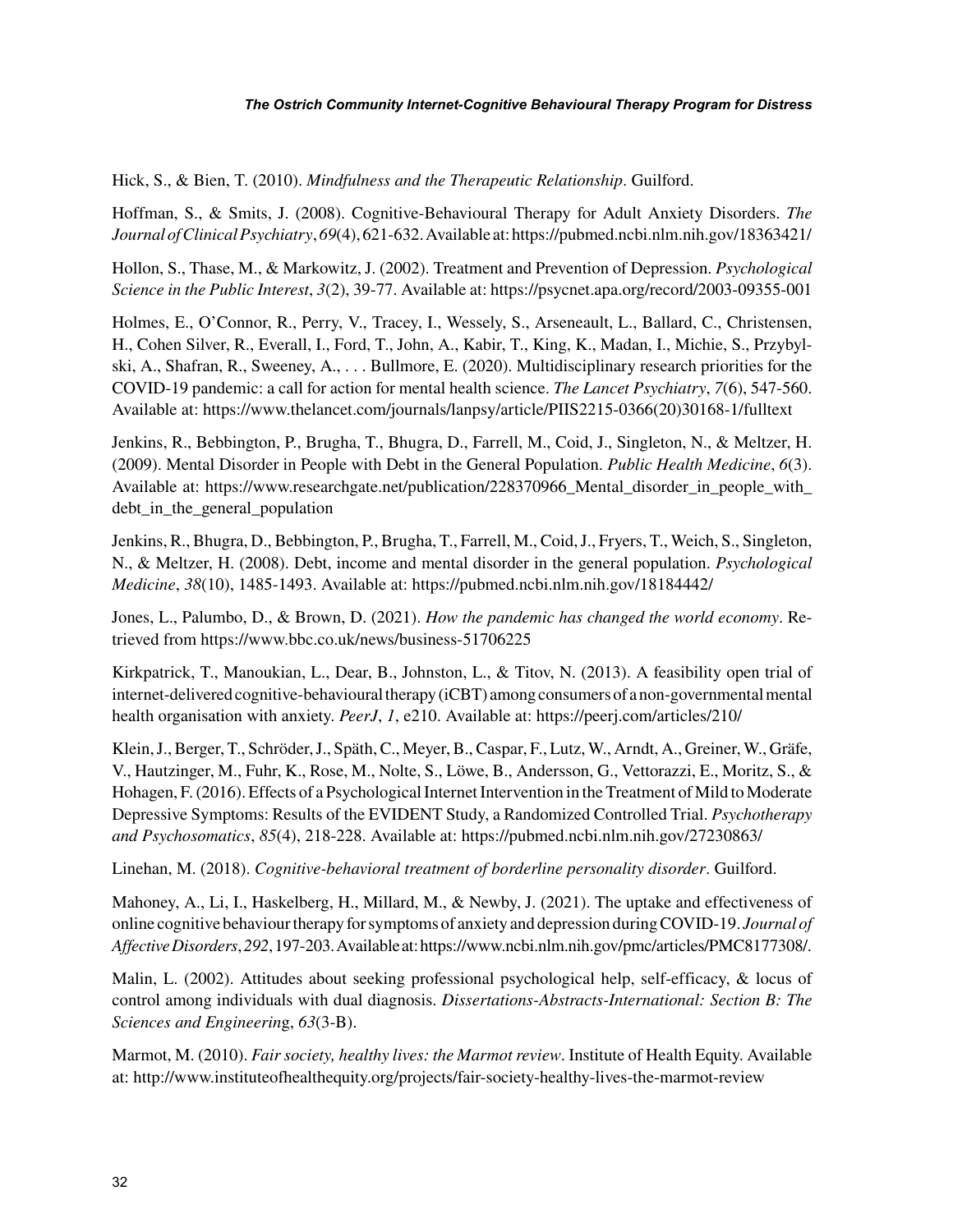Hick, S., & Bien, T. (2010). *Mindfulness and the Therapeutic Relationship*. Guilford.

Hoffman, S., & Smits, J. (2008). Cognitive-Behavioural Therapy for Adult Anxiety Disorders. *The Journal of Clinical Psychiatry*, *69*(4), 621-632. Available at: https://pubmed.ncbi.nlm.nih.gov/18363421/

Hollon, S., Thase, M., & Markowitz, J. (2002). Treatment and Prevention of Depression. *Psychological Science in the Public Interest*, *3*(2), 39-77. Available at: https://psycnet.apa.org/record/2003-09355-001

Holmes, E., O'Connor, R., Perry, V., Tracey, I., Wessely, S., Arseneault, L., Ballard, C., Christensen, H., Cohen Silver, R., Everall, I., Ford, T., John, A., Kabir, T., King, K., Madan, I., Michie, S., Przybylski, A., Shafran, R., Sweeney, A., . . . Bullmore, E. (2020). Multidisciplinary research priorities for the COVID-19 pandemic: a call for action for mental health science. *The Lancet Psychiatry*, *7*(6), 547-560. Available at: https://www.thelancet.com/journals/lanpsy/article/PIIS2215-0366(20)30168-1/fulltext

Jenkins, R., Bebbington, P., Brugha, T., Bhugra, D., Farrell, M., Coid, J., Singleton, N., & Meltzer, H. (2009). Mental Disorder in People with Debt in the General Population. *Public Health Medicine*, *6*(3). Available at: https://www.researchgate.net/publication/228370966_Mental_disorder_in_people_with_debt_in_the_general_population

Jenkins, R., Bhugra, D., Bebbington, P., Brugha, T., Farrell, M., Coid, J., Fryers, T., Weich, S., Singleton, N., & Meltzer, H. (2008). Debt, income and mental disorder in the general population. *Psychological Medicine*, *38*(10), 1485-1493. Available at: https://pubmed.ncbi.nlm.nih.gov/18184442/

Jones, L., Palumbo, D., & Brown, D. (2021). *How the pandemic has changed the world economy*. Retrieved from https://www.bbc.co.uk/news/business-51706225

Kirkpatrick, T., Manoukian, L., Dear, B., Johnston, L., & Titov, N. (2013). A feasibility open trial of internet-delivered cognitive-behavioural therapy (iCBT) among consumers of a non-governmental mental health organisation with anxiety. *PeerJ*, *1*, e210. Available at: https://peerj.com/articles/210/

Klein, J., Berger, T., Schröder, J., Späth, C., Meyer, B., Caspar, F., Lutz, W., Arndt, A., Greiner, W., Gräfe, V., Hautzinger, M., Fuhr, K., Rose, M., Nolte, S., Löwe, B., Andersson, G., Vettorazzi, E., Moritz, S., & Hohagen, F. (2016). Effects of a Psychological Internet Intervention in the Treatment of Mild to Moderate Depressive Symptoms: Results of the EVIDENT Study, a Randomized Controlled Trial. *Psychotherapy and Psychosomatics*, *85*(4), 218-228. Available at: https://pubmed.ncbi.nlm.nih.gov/27230863/

Linehan, M. (2018). *Cognitive-behavioral treatment of borderline personality disorder*. Guilford.

Mahoney, A., Li, I., Haskelberg, H., Millard, M., & Newby, J. (2021). The uptake and effectiveness of online cognitive behaviour therapy for symptoms of anxiety and depression during COVID-19. *Journal of Affective Disorders*, *292*, 197-203. Available at: https://www.ncbi.nlm.nih.gov/pmc/articles/PMC8177308/.

Malin, L. (2002). Attitudes about seeking professional psychological help, self-efficacy, & locus of control among individuals with dual diagnosis. *Dissertations-Abstracts-International: Section B: The Sciences and Engineering*, *63*(3-B).

Marmot, M. (2010). *Fair society, healthy lives: the Marmot review*. Institute of Health Equity. Available at: http://www.instituteofhealthequity.org/projects/fair-society-healthy-lives-the-marmot-review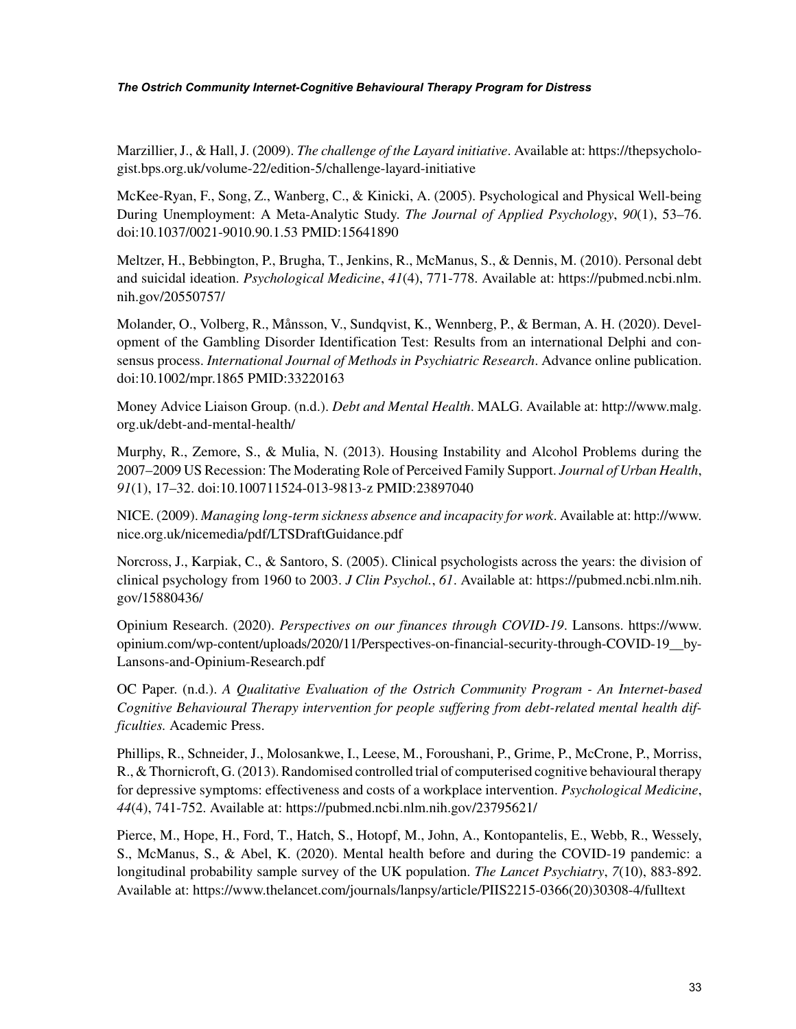Marzillier, J., & Hall, J. (2009). *The challenge of the Layard initiative*. Available at: https://thepsychologist.bps.org.uk/volume-22/edition-5/challenge-layard-initiative

McKee-Ryan, F., Song, Z., Wanberg, C., & Kinicki, A. (2005). Psychological and Physical Well-being During Unemployment: A Meta-Analytic Study. *The Journal of Applied Psychology*, *90*(1), 53–76. doi:10.1037/0021-9010.90.1.53 PMID:15641890

Meltzer, H., Bebbington, P., Brugha, T., Jenkins, R., McManus, S., & Dennis, M. (2010). Personal debt and suicidal ideation. *Psychological Medicine*, *41*(4), 771-778. Available at: https://pubmed.ncbi.nlm.nih.gov/20550757/

Molander, O., Volberg, R., Månsson, V., Sundqvist, K., Wennberg, P., & Berman, A. H. (2020). Development of the Gambling Disorder Identification Test: Results from an international Delphi and consensus process. *International Journal of Methods in Psychiatric Research*. Advance online publication. doi:10.1002/mpr.1865 PMID:33220163

Money Advice Liaison Group. (n.d.). *Debt and Mental Health*. MALG. Available at: http://www.malg.org.uk/debt-and-mental-health/

Murphy, R., Zemore, S., & Mulia, N. (2013). Housing Instability and Alcohol Problems during the 2007–2009 US Recession: The Moderating Role of Perceived Family Support. *Journal of Urban Health*, *91*(1), 17–32. doi:10.100711524-013-9813-z PMID:23897040

NICE. (2009). *Managing long-term sickness absence and incapacity for work*. Available at: http://www.nice.org.uk/nicemedia/pdf/LTSDraftGuidance.pdf

Norcross, J., Karpiak, C., & Santoro, S. (2005). Clinical psychologists across the years: the division of clinical psychology from 1960 to 2003. *J Clin Psychol.*, *61*. Available at: https://pubmed.ncbi.nlm.nih.gov/15880436/

Opinium Research. (2020). *Perspectives on our finances through COVID-19*. Lansons. https://www.opinium.com/wp-content/uploads/2020/11/Perspectives-on-financial-security-through-COVID-19__by-Lansons-and-Opinium-Research.pdf

OC Paper. (n.d.). *A Qualitative Evaluation of the Ostrich Community Program - An Internet-based Cognitive Behavioural Therapy intervention for people suffering from debt-related mental health difficulties.* Academic Press.

Phillips, R., Schneider, J., Molosankwe, I., Leese, M., Foroushani, P., Grime, P., McCrone, P., Morriss, R., & Thornicroft, G. (2013). Randomised controlled trial of computerised cognitive behavioural therapy for depressive symptoms: effectiveness and costs of a workplace intervention. *Psychological Medicine*, *44*(4), 741-752. Available at: https://pubmed.ncbi.nlm.nih.gov/23795621/

Pierce, M., Hope, H., Ford, T., Hatch, S., Hotopf, M., John, A., Kontopantelis, E., Webb, R., Wessely, S., McManus, S., & Abel, K. (2020). Mental health before and during the COVID-19 pandemic: a longitudinal probability sample survey of the UK population. *The Lancet Psychiatry*, *7*(10), 883-892. Available at: https://www.thelancet.com/journals/lanpsy/article/PIIS2215-0366(20)30308-4/fulltext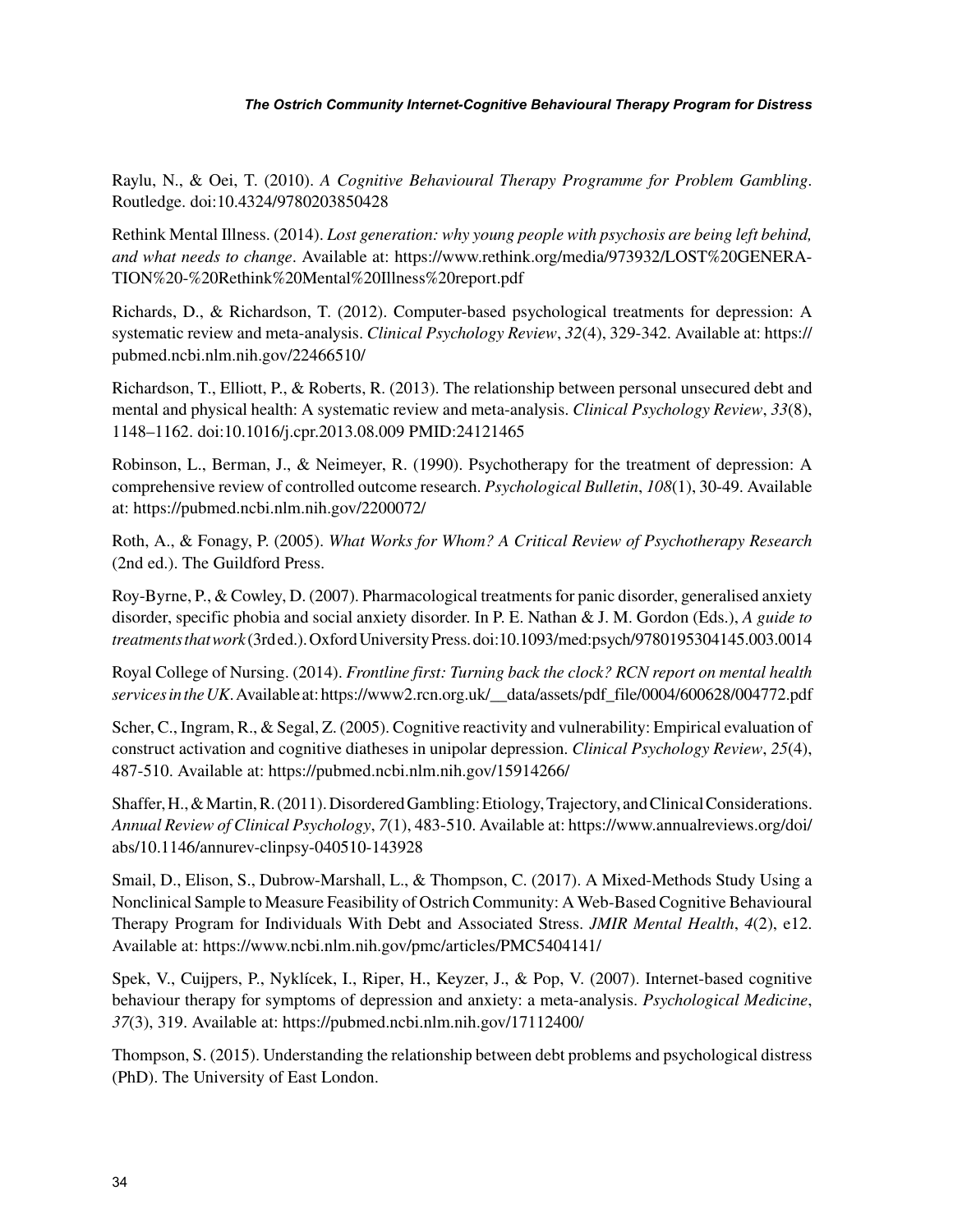Raylu, N., & Oei, T. (2010). *A Cognitive Behavioural Therapy Programme for Problem Gambling*. Routledge. doi:10.4324/9780203850428

Rethink Mental Illness. (2014). *Lost generation: why young people with psychosis are being left behind, and what needs to change*. Available at: https://www.rethink.org/media/973932/LOST%20GENERATION%20-%20Rethink%20Mental%20Illness%20report.pdf

Richards, D., & Richardson, T. (2012). Computer-based psychological treatments for depression: A systematic review and meta-analysis. *Clinical Psychology Review*, *32*(4), 329-342. Available at: https://pubmed.ncbi.nlm.nih.gov/22466510/

Richardson, T., Elliott, P., & Roberts, R. (2013). The relationship between personal unsecured debt and mental and physical health: A systematic review and meta-analysis. *Clinical Psychology Review*, *33*(8), 1148–1162. doi:10.1016/j.cpr.2013.08.009 PMID:24121465

Robinson, L., Berman, J., & Neimeyer, R. (1990). Psychotherapy for the treatment of depression: A comprehensive review of controlled outcome research. *Psychological Bulletin*, *108*(1), 30-49. Available at: https://pubmed.ncbi.nlm.nih.gov/2200072/

Roth, A., & Fonagy, P. (2005). *What Works for Whom? A Critical Review of Psychotherapy Research* (2nd ed.). The Guildford Press.

Roy-Byrne, P., & Cowley, D. (2007). Pharmacological treatments for panic disorder, generalised anxiety disorder, specific phobia and social anxiety disorder. In P. E. Nathan & J. M. Gordon (Eds.), *A guide to treatments that work* (3rd ed.). Oxford University Press. doi:10.1093/med:psych/9780195304145.003.0014

Royal College of Nursing. (2014). *Frontline first: Turning back the clock? RCN report on mental health services in the UK*. Available at: https://www2.rcn.org.uk/__data/assets/pdf_file/0004/600628/004772.pdf

Scher, C., Ingram, R., & Segal, Z. (2005). Cognitive reactivity and vulnerability: Empirical evaluation of construct activation and cognitive diatheses in unipolar depression. *Clinical Psychology Review*, *25*(4), 487-510. Available at: https://pubmed.ncbi.nlm.nih.gov/15914266/

Shaffer, H., & Martin, R. (2011). Disordered Gambling: Etiology, Trajectory, and Clinical Considerations. *Annual Review of Clinical Psychology*, *7*(1), 483-510. Available at: https://www.annualreviews.org/doi/abs/10.1146/annurev-clinpsy-040510-143928

Smail, D., Elison, S., Dubrow-Marshall, L., & Thompson, C. (2017). A Mixed-Methods Study Using a Nonclinical Sample to Measure Feasibility of Ostrich Community: A Web-Based Cognitive Behavioural Therapy Program for Individuals With Debt and Associated Stress. *JMIR Mental Health*, *4*(2), e12. Available at: https://www.ncbi.nlm.nih.gov/pmc/articles/PMC5404141/

Spek, V., Cuijpers, P., Nyklícek, I., Riper, H., Keyzer, J., & Pop, V. (2007). Internet-based cognitive behaviour therapy for symptoms of depression and anxiety: a meta-analysis. *Psychological Medicine*, *37*(3), 319. Available at: https://pubmed.ncbi.nlm.nih.gov/17112400/

Thompson, S. (2015). Understanding the relationship between debt problems and psychological distress (PhD). The University of East London.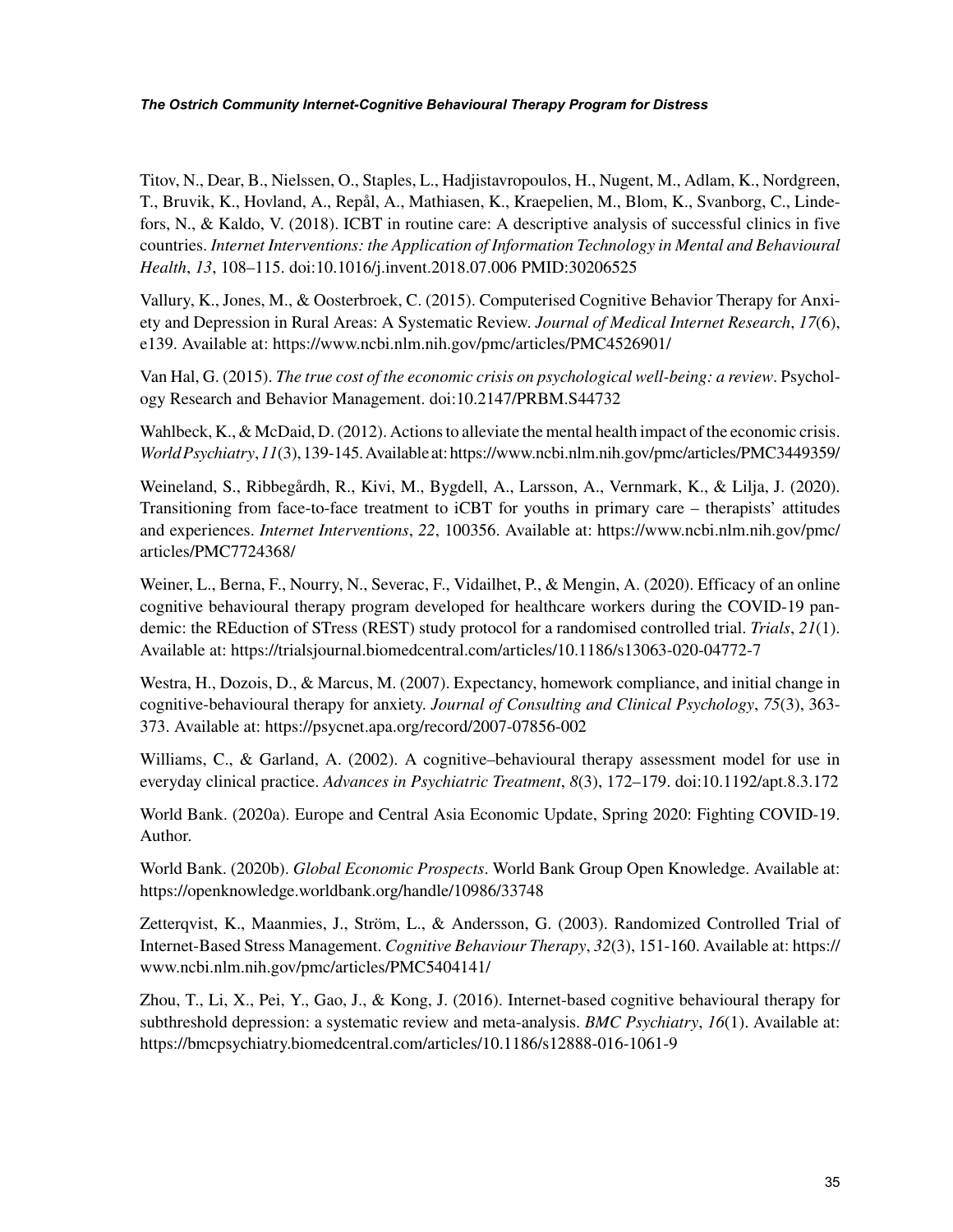Titov, N., Dear, B., Nielssen, O., Staples, L., Hadjistavropoulos, H., Nugent, M., Adlam, K., Nordgreen, T., Bruvik, K., Hovland, A., Repål, A., Mathiasen, K., Kraepelien, M., Blom, K., Svanborg, C., Lindefors, N., & Kaldo, V. (2018). ICBT in routine care: A descriptive analysis of successful clinics in five countries. *Internet Interventions: the Application of Information Technology in Mental and Behavioural Health*, *13*, 108–115. doi:10.1016/j.invent.2018.07.006 PMID:30206525

Vallury, K., Jones, M., & Oosterbroek, C. (2015). Computerised Cognitive Behavior Therapy for Anxiety and Depression in Rural Areas: A Systematic Review. *Journal of Medical Internet Research*, *17*(6), e139. Available at: https://www.ncbi.nlm.nih.gov/pmc/articles/PMC4526901/

Van Hal, G. (2015). *The true cost of the economic crisis on psychological well-being: a review*. Psychology Research and Behavior Management. doi:10.2147/PRBM.S44732

Wahlbeck, K., & McDaid, D. (2012). Actions to alleviate the mental health impact of the economic crisis. *World Psychiatry*, *11*(3), 139-145. Available at: https://www.ncbi.nlm.nih.gov/pmc/articles/PMC3449359/

Weineland, S., Ribbegårdh, R., Kivi, M., Bygdell, A., Larsson, A., Vernmark, K., & Lilja, J. (2020). Transitioning from face-to-face treatment to iCBT for youths in primary care – therapists' attitudes and experiences. *Internet Interventions*, *22*, 100356. Available at: https://www.ncbi.nlm.nih.gov/pmc/articles/PMC7724368/

Weiner, L., Berna, F., Nourry, N., Severac, F., Vidailhet, P., & Mengin, A. (2020). Efficacy of an online cognitive behavioural therapy program developed for healthcare workers during the COVID-19 pandemic: the REduction of STress (REST) study protocol for a randomised controlled trial. *Trials*, *21*(1). Available at: https://trialsjournal.biomedcentral.com/articles/10.1186/s13063-020-04772-7

Westra, H., Dozois, D., & Marcus, M. (2007). Expectancy, homework compliance, and initial change in cognitive-behavioural therapy for anxiety. *Journal of Consulting and Clinical Psychology*, *75*(3), 363-373. Available at: https://psycnet.apa.org/record/2007-07856-002

Williams, C., & Garland, A. (2002). A cognitive–behavioural therapy assessment model for use in everyday clinical practice. *Advances in Psychiatric Treatment*, *8*(3), 172–179. doi:10.1192/apt.8.3.172

World Bank. (2020a). Europe and Central Asia Economic Update, Spring 2020: Fighting COVID-19. Author.

World Bank. (2020b). *Global Economic Prospects*. World Bank Group Open Knowledge. Available at: https://openknowledge.worldbank.org/handle/10986/33748

Zetterqvist, K., Maanmies, J., Ström, L., & Andersson, G. (2003). Randomized Controlled Trial of Internet-Based Stress Management. *Cognitive Behaviour Therapy*, *32*(3), 151-160. Available at: https://www.ncbi.nlm.nih.gov/pmc/articles/PMC5404141/

Zhou, T., Li, X., Pei, Y., Gao, J., & Kong, J. (2016). Internet-based cognitive behavioural therapy for subthreshold depression: a systematic review and meta-analysis. *BMC Psychiatry*, *16*(1). Available at: https://bmcpsychiatry.biomedcentral.com/articles/10.1186/s12888-016-1061-9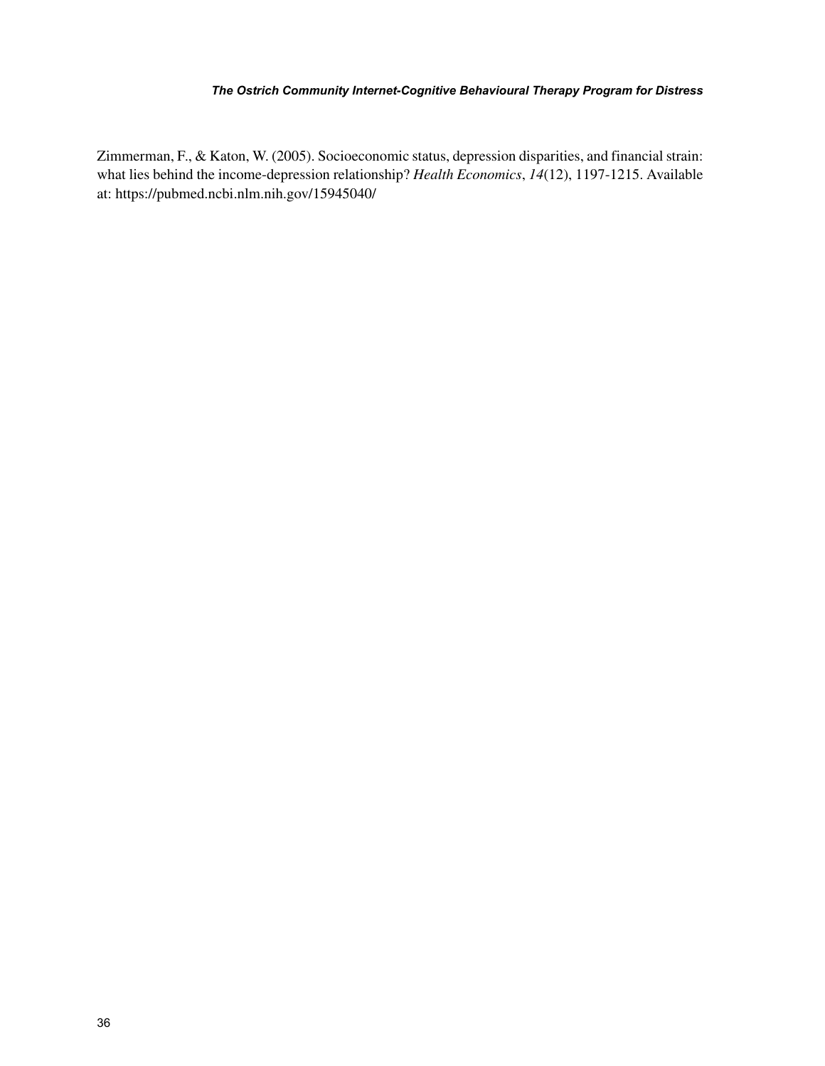Zimmerman, F., & Katon, W. (2005). Socioeconomic status, depression disparities, and financial strain: what lies behind the income-depression relationship? *Health Economics*, *14*(12), 1197-1215. Available at: https://pubmed.ncbi.nlm.nih.gov/15945040/